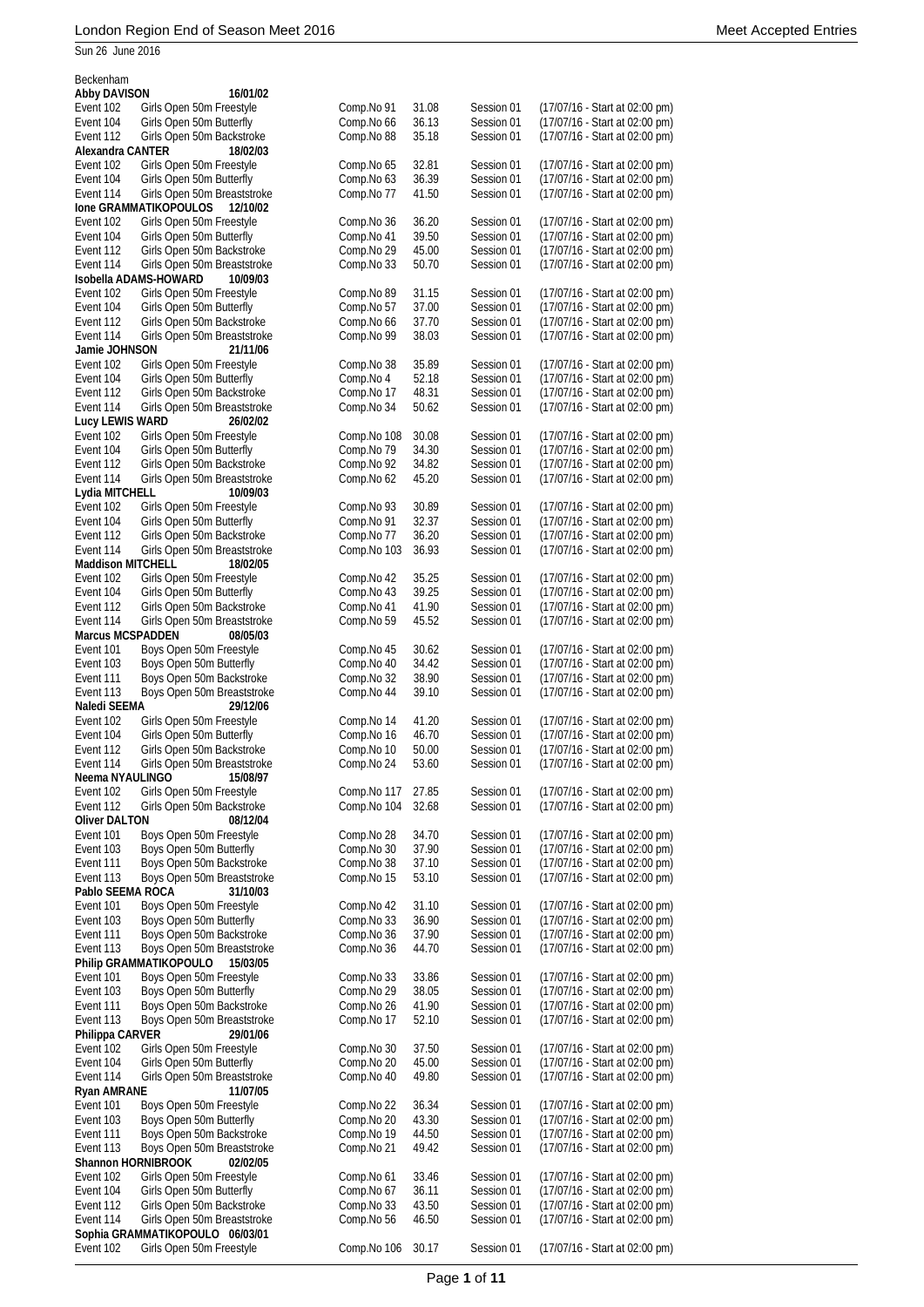Sun 26 June 2016

Beckenham

**Abby DAVISON 16/01/02**

| | | | | | |
|---|---|---|---|---|---|
| Event 102 | Girls Open 50m Freestyle | Comp.No 91 | 31.08 | Session 01 | (17/07/16 - Start at 02:00 pm) |
| Event 104 | Girls Open 50m Butterfly | Comp.No 66 | 36.13 | Session 01 | (17/07/16 - Start at 02:00 pm) |
| Event 112 | Girls Open 50m Backstroke | Comp.No 88 | 35.18 | Session 01 | (17/07/16 - Start at 02:00 pm) |

**Alexandra CANTER 18/02/03**

| | | | | | |
|---|---|---|---|---|---|
| Event 102 | Girls Open 50m Freestyle | Comp.No 65 | 32.81 | Session 01 | (17/07/16 - Start at 02:00 pm) |
| Event 104 | Girls Open 50m Butterfly | Comp.No 63 | 36.39 | Session 01 | (17/07/16 - Start at 02:00 pm) |
| Event 114 | Girls Open 50m Breaststroke | Comp.No 77 | 41.50 | Session 01 | (17/07/16 - Start at 02:00 pm) |

**Ione GRAMMATIKOPOULOS 12/10/02**

| | | | | | |
|---|---|---|---|---|---|
| Event 102 | Girls Open 50m Freestyle | Comp.No 36 | 36.20 | Session 01 | (17/07/16 - Start at 02:00 pm) |
| Event 104 | Girls Open 50m Butterfly | Comp.No 41 | 39.50 | Session 01 | (17/07/16 - Start at 02:00 pm) |
| Event 112 | Girls Open 50m Backstroke | Comp.No 29 | 45.00 | Session 01 | (17/07/16 - Start at 02:00 pm) |
| Event 114 | Girls Open 50m Breaststroke | Comp.No 33 | 50.70 | Session 01 | (17/07/16 - Start at 02:00 pm) |

**Isobella ADAMS-HOWARD 10/09/03**

| | | | | | |
|---|---|---|---|---|---|
| Event 102 | Girls Open 50m Freestyle | Comp.No 89 | 31.15 | Session 01 | (17/07/16 - Start at 02:00 pm) |
| Event 104 | Girls Open 50m Butterfly | Comp.No 57 | 37.00 | Session 01 | (17/07/16 - Start at 02:00 pm) |
| Event 112 | Girls Open 50m Backstroke | Comp.No 66 | 37.70 | Session 01 | (17/07/16 - Start at 02:00 pm) |
| Event 114 | Girls Open 50m Breaststroke | Comp.No 99 | 38.03 | Session 01 | (17/07/16 - Start at 02:00 pm) |

**Jamie JOHNSON 21/11/06**

| | | | | | |
|---|---|---|---|---|---|
| Event 102 | Girls Open 50m Freestyle | Comp.No 38 | 35.89 | Session 01 | (17/07/16 - Start at 02:00 pm) |
| Event 104 | Girls Open 50m Butterfly | Comp.No 4 | 52.18 | Session 01 | (17/07/16 - Start at 02:00 pm) |
| Event 112 | Girls Open 50m Backstroke | Comp.No 17 | 48.31 | Session 01 | (17/07/16 - Start at 02:00 pm) |
| Event 114 | Girls Open 50m Breaststroke | Comp.No 34 | 50.62 | Session 01 | (17/07/16 - Start at 02:00 pm) |

**Lucy LEWIS WARD 26/02/02**

| | | | | | |
|---|---|---|---|---|---|
| Event 102 | Girls Open 50m Freestyle | Comp.No 108 | 30.08 | Session 01 | (17/07/16 - Start at 02:00 pm) |
| Event 104 | Girls Open 50m Butterfly | Comp.No 79 | 34.30 | Session 01 | (17/07/16 - Start at 02:00 pm) |
| Event 112 | Girls Open 50m Backstroke | Comp.No 92 | 34.82 | Session 01 | (17/07/16 - Start at 02:00 pm) |
| Event 114 | Girls Open 50m Breaststroke | Comp.No 62 | 45.20 | Session 01 | (17/07/16 - Start at 02:00 pm) |

**Lydia MITCHELL 10/09/03**

| | | | | | |
|---|---|---|---|---|---|
| Event 102 | Girls Open 50m Freestyle | Comp.No 93 | 30.89 | Session 01 | (17/07/16 - Start at 02:00 pm) |
| Event 104 | Girls Open 50m Butterfly | Comp.No 91 | 32.37 | Session 01 | (17/07/16 - Start at 02:00 pm) |
| Event 112 | Girls Open 50m Backstroke | Comp.No 77 | 36.20 | Session 01 | (17/07/16 - Start at 02:00 pm) |
| Event 114 | Girls Open 50m Breaststroke | Comp.No 103 | 36.93 | Session 01 | (17/07/16 - Start at 02:00 pm) |

**Maddison MITCHELL 18/02/05**

| | | | | | |
|---|---|---|---|---|---|
| Event 102 | Girls Open 50m Freestyle | Comp.No 42 | 35.25 | Session 01 | (17/07/16 - Start at 02:00 pm) |
| Event 104 | Girls Open 50m Butterfly | Comp.No 43 | 39.25 | Session 01 | (17/07/16 - Start at 02:00 pm) |
| Event 112 | Girls Open 50m Backstroke | Comp.No 41 | 41.90 | Session 01 | (17/07/16 - Start at 02:00 pm) |
| Event 114 | Girls Open 50m Breaststroke | Comp.No 59 | 45.52 | Session 01 | (17/07/16 - Start at 02:00 pm) |

**Marcus MCSPADDEN 08/05/03**

| | | | | | |
|---|---|---|---|---|---|
| Event 101 | Boys Open 50m Freestyle | Comp.No 45 | 30.62 | Session 01 | (17/07/16 - Start at 02:00 pm) |
| Event 103 | Boys Open 50m Butterfly | Comp.No 40 | 34.42 | Session 01 | (17/07/16 - Start at 02:00 pm) |
| Event 111 | Boys Open 50m Backstroke | Comp.No 32 | 38.90 | Session 01 | (17/07/16 - Start at 02:00 pm) |
| Event 113 | Boys Open 50m Breaststroke | Comp.No 44 | 39.10 | Session 01 | (17/07/16 - Start at 02:00 pm) |

**Naledi SEEMA 29/12/06**

| | | | | | |
|---|---|---|---|---|---|
| Event 102 | Girls Open 50m Freestyle | Comp.No 14 | 41.20 | Session 01 | (17/07/16 - Start at 02:00 pm) |
| Event 104 | Girls Open 50m Butterfly | Comp.No 16 | 46.70 | Session 01 | (17/07/16 - Start at 02:00 pm) |
| Event 112 | Girls Open 50m Backstroke | Comp.No 10 | 50.00 | Session 01 | (17/07/16 - Start at 02:00 pm) |
| Event 114 | Girls Open 50m Breaststroke | Comp.No 24 | 53.60 | Session 01 | (17/07/16 - Start at 02:00 pm) |

**Neema NYAULINGO 15/08/97**

| | | | | | |
|---|---|---|---|---|---|
| Event 102 | Girls Open 50m Freestyle | Comp.No 117 | 27.85 | Session 01 | (17/07/16 - Start at 02:00 pm) |
| Event 112 | Girls Open 50m Backstroke | Comp.No 104 | 32.68 | Session 01 | (17/07/16 - Start at 02:00 pm) |

**Oliver DALTON 08/12/04**

| | | | | | |
|---|---|---|---|---|---|
| Event 101 | Boys Open 50m Freestyle | Comp.No 28 | 34.70 | Session 01 | (17/07/16 - Start at 02:00 pm) |
| Event 103 | Boys Open 50m Butterfly | Comp.No 30 | 37.90 | Session 01 | (17/07/16 - Start at 02:00 pm) |
| Event 111 | Boys Open 50m Backstroke | Comp.No 38 | 37.10 | Session 01 | (17/07/16 - Start at 02:00 pm) |
| Event 113 | Boys Open 50m Breaststroke | Comp.No 15 | 53.10 | Session 01 | (17/07/16 - Start at 02:00 pm) |

**Pablo SEEMA ROCA 31/10/03**

| | | | | | |
|---|---|---|---|---|---|
| Event 101 | Boys Open 50m Freestyle | Comp.No 42 | 31.10 | Session 01 | (17/07/16 - Start at 02:00 pm) |
| Event 103 | Boys Open 50m Butterfly | Comp.No 33 | 36.90 | Session 01 | (17/07/16 - Start at 02:00 pm) |
| Event 111 | Boys Open 50m Backstroke | Comp.No 36 | 37.90 | Session 01 | (17/07/16 - Start at 02:00 pm) |
| Event 113 | Boys Open 50m Breaststroke | Comp.No 36 | 44.70 | Session 01 | (17/07/16 - Start at 02:00 pm) |

**Philip GRAMMATIKOPOULO 15/03/05**

| | | | | | |
|---|---|---|---|---|---|
| Event 101 | Boys Open 50m Freestyle | Comp.No 33 | 33.86 | Session 01 | (17/07/16 - Start at 02:00 pm) |
| Event 103 | Boys Open 50m Butterfly | Comp.No 29 | 38.05 | Session 01 | (17/07/16 - Start at 02:00 pm) |
| Event 111 | Boys Open 50m Backstroke | Comp.No 26 | 41.90 | Session 01 | (17/07/16 - Start at 02:00 pm) |
| Event 113 | Boys Open 50m Breaststroke | Comp.No 17 | 52.10 | Session 01 | (17/07/16 - Start at 02:00 pm) |

**Philippa CARVER 29/01/06**

| | | | | | |
|---|---|---|---|---|---|
| Event 102 | Girls Open 50m Freestyle | Comp.No 30 | 37.50 | Session 01 | (17/07/16 - Start at 02:00 pm) |
| Event 104 | Girls Open 50m Butterfly | Comp.No 20 | 45.00 | Session 01 | (17/07/16 - Start at 02:00 pm) |
| Event 114 | Girls Open 50m Breaststroke | Comp.No 40 | 49.80 | Session 01 | (17/07/16 - Start at 02:00 pm) |

**Ryan AMRANE 11/07/05**

| | | | | | |
|---|---|---|---|---|---|
| Event 101 | Boys Open 50m Freestyle | Comp.No 22 | 36.34 | Session 01 | (17/07/16 - Start at 02:00 pm) |
| Event 103 | Boys Open 50m Butterfly | Comp.No 20 | 43.30 | Session 01 | (17/07/16 - Start at 02:00 pm) |
| Event 111 | Boys Open 50m Backstroke | Comp.No 19 | 44.50 | Session 01 | (17/07/16 - Start at 02:00 pm) |
| Event 113 | Boys Open 50m Breaststroke | Comp.No 21 | 49.42 | Session 01 | (17/07/16 - Start at 02:00 pm) |

**Shannon HORNIBROOK 02/02/05**

| | | | | | |
|---|---|---|---|---|---|
| Event 102 | Girls Open 50m Freestyle | Comp.No 61 | 33.46 | Session 01 | (17/07/16 - Start at 02:00 pm) |
| Event 104 | Girls Open 50m Butterfly | Comp.No 67 | 36.11 | Session 01 | (17/07/16 - Start at 02:00 pm) |
| Event 112 | Girls Open 50m Backstroke | Comp.No 33 | 43.50 | Session 01 | (17/07/16 - Start at 02:00 pm) |
| Event 114 | Girls Open 50m Breaststroke | Comp.No 56 | 46.50 | Session 01 | (17/07/16 - Start at 02:00 pm) |

**Sophia GRAMMATIKOPOULO 06/03/01**

| | | | | | |
|---|---|---|---|---|---|
| Event 102 | Girls Open 50m Freestyle | Comp.No 106 | 30.17 | Session 01 | (17/07/16 - Start at 02:00 pm) |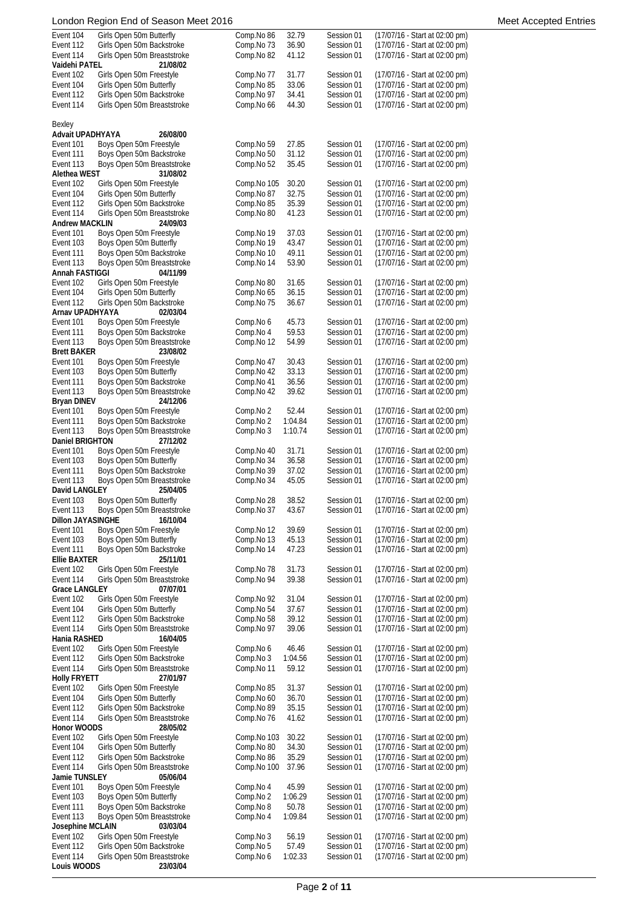| | | | | | |
|---|---|---|---|---|---|
| Event 104 | Girls Open 50m Butterfly | Comp.No 86 | 32.79 | Session 01 | (17/07/16 - Start at 02:00 pm) |
| Event 112 | Girls Open 50m Backstroke | Comp.No 73 | 36.90 | Session 01 | (17/07/16 - Start at 02:00 pm) |
| Event 114 | Girls Open 50m Breaststroke | Comp.No 82 | 41.12 | Session 01 | (17/07/16 - Start at 02:00 pm) |
| **Vaidehi PATEL** | **21/08/02** | | | | |
| Event 102 | Girls Open 50m Freestyle | Comp.No 77 | 31.77 | Session 01 | (17/07/16 - Start at 02:00 pm) |
| Event 104 | Girls Open 50m Butterfly | Comp.No 85 | 33.06 | Session 01 | (17/07/16 - Start at 02:00 pm) |
| Event 112 | Girls Open 50m Backstroke | Comp.No 97 | 34.41 | Session 01 | (17/07/16 - Start at 02:00 pm) |
| Event 114 | Girls Open 50m Breaststroke | Comp.No 66 | 44.30 | Session 01 | (17/07/16 - Start at 02:00 pm) |

Bexley

| | | | | | |
|---|---|---|---|---|---|
| **Advait UPADHYAYA** | **26/08/00** | | | | |
| Event 101 | Boys Open 50m Freestyle | Comp.No 59 | 27.85 | Session 01 | (17/07/16 - Start at 02:00 pm) |
| Event 111 | Boys Open 50m Backstroke | Comp.No 50 | 31.12 | Session 01 | (17/07/16 - Start at 02:00 pm) |
| Event 113 | Boys Open 50m Breaststroke | Comp.No 52 | 35.45 | Session 01 | (17/07/16 - Start at 02:00 pm) |
| **Alethea WEST** | **31/08/02** | | | | |
| Event 102 | Girls Open 50m Freestyle | Comp.No 105 | 30.20 | Session 01 | (17/07/16 - Start at 02:00 pm) |
| Event 104 | Girls Open 50m Butterfly | Comp.No 87 | 32.75 | Session 01 | (17/07/16 - Start at 02:00 pm) |
| Event 112 | Girls Open 50m Backstroke | Comp.No 85 | 35.39 | Session 01 | (17/07/16 - Start at 02:00 pm) |
| Event 114 | Girls Open 50m Breaststroke | Comp.No 80 | 41.23 | Session 01 | (17/07/16 - Start at 02:00 pm) |
| **Andrew MACKLIN** | **24/09/03** | | | | |
| Event 101 | Boys Open 50m Freestyle | Comp.No 19 | 37.03 | Session 01 | (17/07/16 - Start at 02:00 pm) |
| Event 103 | Boys Open 50m Butterfly | Comp.No 19 | 43.47 | Session 01 | (17/07/16 - Start at 02:00 pm) |
| Event 111 | Boys Open 50m Backstroke | Comp.No 10 | 49.11 | Session 01 | (17/07/16 - Start at 02:00 pm) |
| Event 113 | Boys Open 50m Breaststroke | Comp.No 14 | 53.90 | Session 01 | (17/07/16 - Start at 02:00 pm) |
| **Annah FASTIGGI** | **04/11/99** | | | | |
| Event 102 | Girls Open 50m Freestyle | Comp.No 80 | 31.65 | Session 01 | (17/07/16 - Start at 02:00 pm) |
| Event 104 | Girls Open 50m Butterfly | Comp.No 65 | 36.15 | Session 01 | (17/07/16 - Start at 02:00 pm) |
| Event 112 | Girls Open 50m Backstroke | Comp.No 75 | 36.67 | Session 01 | (17/07/16 - Start at 02:00 pm) |
| **Arnav UPADHYAYA** | **02/03/04** | | | | |
| Event 101 | Boys Open 50m Freestyle | Comp.No 6 | 45.73 | Session 01 | (17/07/16 - Start at 02:00 pm) |
| Event 111 | Boys Open 50m Backstroke | Comp.No 4 | 59.53 | Session 01 | (17/07/16 - Start at 02:00 pm) |
| Event 113 | Boys Open 50m Breaststroke | Comp.No 12 | 54.99 | Session 01 | (17/07/16 - Start at 02:00 pm) |
| **Brett BAKER** | **23/08/02** | | | | |
| Event 101 | Boys Open 50m Freestyle | Comp.No 47 | 30.43 | Session 01 | (17/07/16 - Start at 02:00 pm) |
| Event 103 | Boys Open 50m Butterfly | Comp.No 42 | 33.13 | Session 01 | (17/07/16 - Start at 02:00 pm) |
| Event 111 | Boys Open 50m Backstroke | Comp.No 41 | 36.56 | Session 01 | (17/07/16 - Start at 02:00 pm) |
| Event 113 | Boys Open 50m Breaststroke | Comp.No 42 | 39.62 | Session 01 | (17/07/16 - Start at 02:00 pm) |
| **Bryan DINEV** | **24/12/06** | | | | |
| Event 101 | Boys Open 50m Freestyle | Comp.No 2 | 52.44 | Session 01 | (17/07/16 - Start at 02:00 pm) |
| Event 111 | Boys Open 50m Backstroke | Comp.No 2 | 1:04.84 | Session 01 | (17/07/16 - Start at 02:00 pm) |
| Event 113 | Boys Open 50m Breaststroke | Comp.No 3 | 1:10.74 | Session 01 | (17/07/16 - Start at 02:00 pm) |
| **Daniel BRIGHTON** | **27/12/02** | | | | |
| Event 101 | Boys Open 50m Freestyle | Comp.No 40 | 31.71 | Session 01 | (17/07/16 - Start at 02:00 pm) |
| Event 103 | Boys Open 50m Butterfly | Comp.No 34 | 36.58 | Session 01 | (17/07/16 - Start at 02:00 pm) |
| Event 111 | Boys Open 50m Backstroke | Comp.No 39 | 37.02 | Session 01 | (17/07/16 - Start at 02:00 pm) |
| Event 113 | Boys Open 50m Breaststroke | Comp.No 34 | 45.05 | Session 01 | (17/07/16 - Start at 02:00 pm) |
| **David LANGLEY** | **25/04/05** | | | | |
| Event 103 | Boys Open 50m Butterfly | Comp.No 28 | 38.52 | Session 01 | (17/07/16 - Start at 02:00 pm) |
| Event 113 | Boys Open 50m Breaststroke | Comp.No 37 | 43.67 | Session 01 | (17/07/16 - Start at 02:00 pm) |
| **Dillon JAYASINGHE** | **16/10/04** | | | | |
| Event 101 | Boys Open 50m Freestyle | Comp.No 12 | 39.69 | Session 01 | (17/07/16 - Start at 02:00 pm) |
| Event 103 | Boys Open 50m Butterfly | Comp.No 13 | 45.13 | Session 01 | (17/07/16 - Start at 02:00 pm) |
| Event 111 | Boys Open 50m Backstroke | Comp.No 14 | 47.23 | Session 01 | (17/07/16 - Start at 02:00 pm) |
| **Ellie BAXTER** | **25/11/01** | | | | |
| Event 102 | Girls Open 50m Freestyle | Comp.No 78 | 31.73 | Session 01 | (17/07/16 - Start at 02:00 pm) |
| Event 114 | Girls Open 50m Breaststroke | Comp.No 94 | 39.38 | Session 01 | (17/07/16 - Start at 02:00 pm) |
| **Grace LANGLEY** | **07/07/01** | | | | |
| Event 102 | Girls Open 50m Freestyle | Comp.No 92 | 31.04 | Session 01 | (17/07/16 - Start at 02:00 pm) |
| Event 104 | Girls Open 50m Butterfly | Comp.No 54 | 37.67 | Session 01 | (17/07/16 - Start at 02:00 pm) |
| Event 112 | Girls Open 50m Backstroke | Comp.No 58 | 39.12 | Session 01 | (17/07/16 - Start at 02:00 pm) |
| Event 114 | Girls Open 50m Breaststroke | Comp.No 97 | 39.06 | Session 01 | (17/07/16 - Start at 02:00 pm) |
| **Hania RASHED** | **16/04/05** | | | | |
| Event 102 | Girls Open 50m Freestyle | Comp.No 6 | 46.46 | Session 01 | (17/07/16 - Start at 02:00 pm) |
| Event 112 | Girls Open 50m Backstroke | Comp.No 3 | 1:04.56 | Session 01 | (17/07/16 - Start at 02:00 pm) |
| Event 114 | Girls Open 50m Breaststroke | Comp.No 11 | 59.12 | Session 01 | (17/07/16 - Start at 02:00 pm) |
| **Holly FRYETT** | **27/01/97** | | | | |
| Event 102 | Girls Open 50m Freestyle | Comp.No 85 | 31.37 | Session 01 | (17/07/16 - Start at 02:00 pm) |
| Event 104 | Girls Open 50m Butterfly | Comp.No 60 | 36.70 | Session 01 | (17/07/16 - Start at 02:00 pm) |
| Event 112 | Girls Open 50m Backstroke | Comp.No 89 | 35.15 | Session 01 | (17/07/16 - Start at 02:00 pm) |
| Event 114 | Girls Open 50m Breaststroke | Comp.No 76 | 41.62 | Session 01 | (17/07/16 - Start at 02:00 pm) |
| **Honor WOODS** | **28/05/02** | | | | |
| Event 102 | Girls Open 50m Freestyle | Comp.No 103 | 30.22 | Session 01 | (17/07/16 - Start at 02:00 pm) |
| Event 104 | Girls Open 50m Butterfly | Comp.No 80 | 34.30 | Session 01 | (17/07/16 - Start at 02:00 pm) |
| Event 112 | Girls Open 50m Backstroke | Comp.No 86 | 35.29 | Session 01 | (17/07/16 - Start at 02:00 pm) |
| Event 114 | Girls Open 50m Breaststroke | Comp.No 100 | 37.96 | Session 01 | (17/07/16 - Start at 02:00 pm) |
| **Jamie TUNSLEY** | **05/06/04** | | | | |
| Event 101 | Boys Open 50m Freestyle | Comp.No 4 | 45.99 | Session 01 | (17/07/16 - Start at 02:00 pm) |
| Event 103 | Boys Open 50m Butterfly | Comp.No 2 | 1:06.29 | Session 01 | (17/07/16 - Start at 02:00 pm) |
| Event 111 | Boys Open 50m Backstroke | Comp.No 8 | 50.78 | Session 01 | (17/07/16 - Start at 02:00 pm) |
| Event 113 | Boys Open 50m Breaststroke | Comp.No 4 | 1:09.84 | Session 01 | (17/07/16 - Start at 02:00 pm) |
| **Josephine MCLAIN** | **03/03/04** | | | | |
| Event 102 | Girls Open 50m Freestyle | Comp.No 3 | 56.19 | Session 01 | (17/07/16 - Start at 02:00 pm) |
| Event 112 | Girls Open 50m Backstroke | Comp.No 5 | 57.49 | Session 01 | (17/07/16 - Start at 02:00 pm) |
| Event 114 | Girls Open 50m Breaststroke | Comp.No 6 | 1:02.33 | Session 01 | (17/07/16 - Start at 02:00 pm) |
| **Louis WOODS** | **23/03/04** | | | | |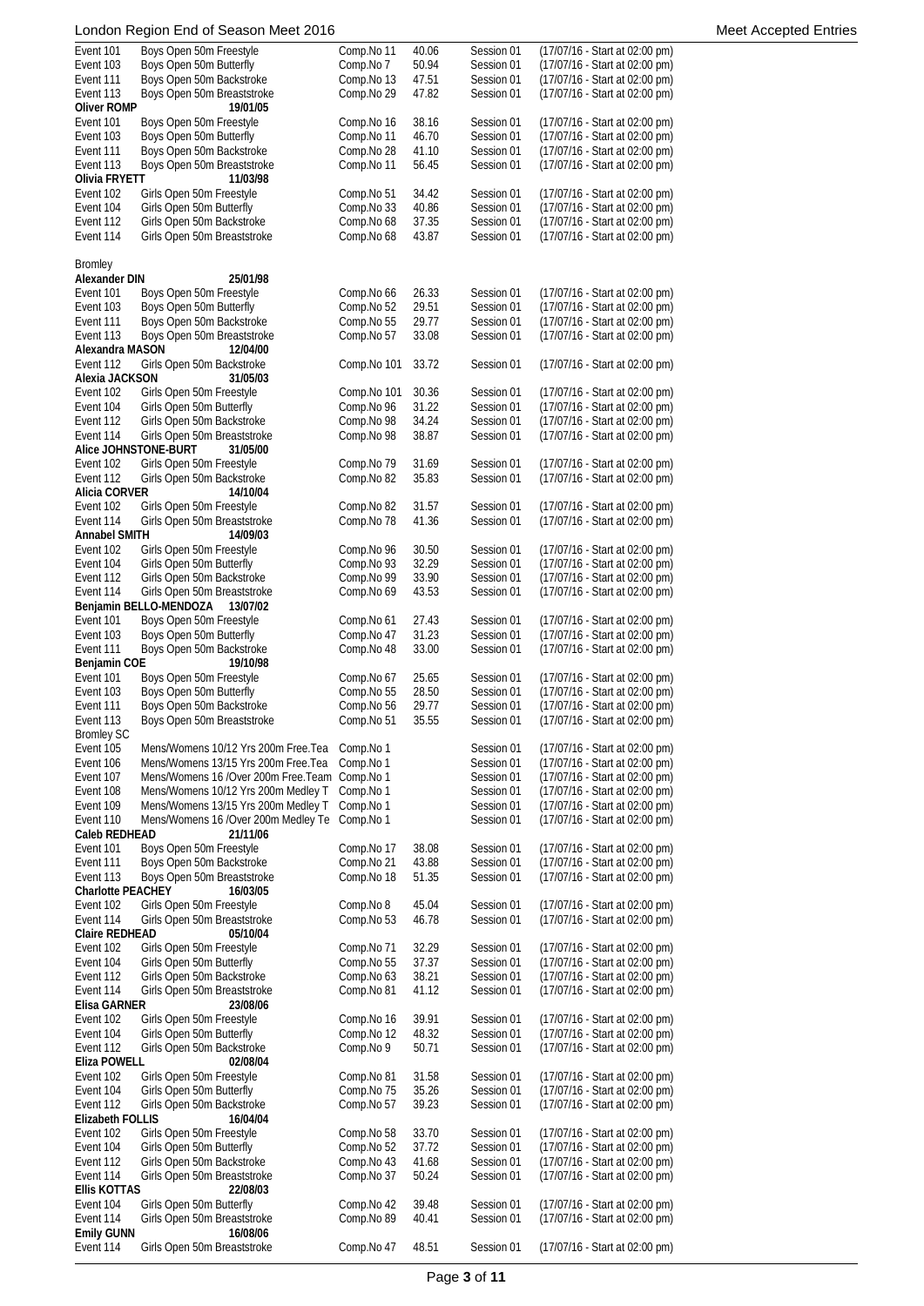| | | | | | |
|---|---|---|---|---|---|
| Event 101 | Boys Open 50m Freestyle | Comp.No 11 | 40.06 | Session 01 | (17/07/16 - Start at 02:00 pm) |
| Event 103 | Boys Open 50m Butterfly | Comp.No 7 | 50.94 | Session 01 | (17/07/16 - Start at 02:00 pm) |
| Event 111 | Boys Open 50m Backstroke | Comp.No 13 | 47.51 | Session 01 | (17/07/16 - Start at 02:00 pm) |
| Event 113 | Boys Open 50m Breaststroke | Comp.No 29 | 47.82 | Session 01 | (17/07/16 - Start at 02:00 pm) |
| **Oliver ROMP** | **19/01/05** | | | | |
| Event 101 | Boys Open 50m Freestyle | Comp.No 16 | 38.16 | Session 01 | (17/07/16 - Start at 02:00 pm) |
| Event 103 | Boys Open 50m Butterfly | Comp.No 11 | 46.70 | Session 01 | (17/07/16 - Start at 02:00 pm) |
| Event 111 | Boys Open 50m Backstroke | Comp.No 28 | 41.10 | Session 01 | (17/07/16 - Start at 02:00 pm) |
| Event 113 | Boys Open 50m Breaststroke | Comp.No 11 | 56.45 | Session 01 | (17/07/16 - Start at 02:00 pm) |
| **Olivia FRYETT** | **11/03/98** | | | | |
| Event 102 | Girls Open 50m Freestyle | Comp.No 51 | 34.42 | Session 01 | (17/07/16 - Start at 02:00 pm) |
| Event 104 | Girls Open 50m Butterfly | Comp.No 33 | 40.86 | Session 01 | (17/07/16 - Start at 02:00 pm) |
| Event 112 | Girls Open 50m Backstroke | Comp.No 68 | 37.35 | Session 01 | (17/07/16 - Start at 02:00 pm) |
| Event 114 | Girls Open 50m Breaststroke | Comp.No 68 | 43.87 | Session 01 | (17/07/16 - Start at 02:00 pm) |
| Bromley | | | | | |
| **Alexander DIN** | **25/01/98** | | | | |
| Event 101 | Boys Open 50m Freestyle | Comp.No 66 | 26.33 | Session 01 | (17/07/16 - Start at 02:00 pm) |
| Event 103 | Boys Open 50m Butterfly | Comp.No 52 | 29.51 | Session 01 | (17/07/16 - Start at 02:00 pm) |
| Event 111 | Boys Open 50m Backstroke | Comp.No 55 | 29.77 | Session 01 | (17/07/16 - Start at 02:00 pm) |
| Event 113 | Boys Open 50m Breaststroke | Comp.No 57 | 33.08 | Session 01 | (17/07/16 - Start at 02:00 pm) |
| **Alexandra MASON** | **12/04/00** | | | | |
| Event 112 | Girls Open 50m Backstroke | Comp.No 101 | 33.72 | Session 01 | (17/07/16 - Start at 02:00 pm) |
| **Alexia JACKSON** | **31/05/03** | | | | |
| Event 102 | Girls Open 50m Freestyle | Comp.No 101 | 30.36 | Session 01 | (17/07/16 - Start at 02:00 pm) |
| Event 104 | Girls Open 50m Butterfly | Comp.No 96 | 31.22 | Session 01 | (17/07/16 - Start at 02:00 pm) |
| Event 112 | Girls Open 50m Backstroke | Comp.No 98 | 34.24 | Session 01 | (17/07/16 - Start at 02:00 pm) |
| Event 114 | Girls Open 50m Breaststroke | Comp.No 98 | 38.87 | Session 01 | (17/07/16 - Start at 02:00 pm) |
| **Alice JOHNSTONE-BURT** | **31/05/00** | | | | |
| Event 102 | Girls Open 50m Freestyle | Comp.No 79 | 31.69 | Session 01 | (17/07/16 - Start at 02:00 pm) |
| Event 112 | Girls Open 50m Backstroke | Comp.No 82 | 35.83 | Session 01 | (17/07/16 - Start at 02:00 pm) |
| **Alicia CORVER** | **14/10/04** | | | | |
| Event 102 | Girls Open 50m Freestyle | Comp.No 82 | 31.57 | Session 01 | (17/07/16 - Start at 02:00 pm) |
| Event 114 | Girls Open 50m Breaststroke | Comp.No 78 | 41.36 | Session 01 | (17/07/16 - Start at 02:00 pm) |
| **Annabel SMITH** | **14/09/03** | | | | |
| Event 102 | Girls Open 50m Freestyle | Comp.No 96 | 30.50 | Session 01 | (17/07/16 - Start at 02:00 pm) |
| Event 104 | Girls Open 50m Butterfly | Comp.No 93 | 32.29 | Session 01 | (17/07/16 - Start at 02:00 pm) |
| Event 112 | Girls Open 50m Backstroke | Comp.No 99 | 33.90 | Session 01 | (17/07/16 - Start at 02:00 pm) |
| Event 114 | Girls Open 50m Breaststroke | Comp.No 69 | 43.53 | Session 01 | (17/07/16 - Start at 02:00 pm) |
| **Benjamin BELLO-MENDOZA** | **13/07/02** | | | | |
| Event 101 | Boys Open 50m Freestyle | Comp.No 61 | 27.43 | Session 01 | (17/07/16 - Start at 02:00 pm) |
| Event 103 | Boys Open 50m Butterfly | Comp.No 47 | 31.23 | Session 01 | (17/07/16 - Start at 02:00 pm) |
| Event 111 | Boys Open 50m Backstroke | Comp.No 48 | 33.00 | Session 01 | (17/07/16 - Start at 02:00 pm) |
| **Benjamin COE** | **19/10/98** | | | | |
| Event 101 | Boys Open 50m Freestyle | Comp.No 67 | 25.65 | Session 01 | (17/07/16 - Start at 02:00 pm) |
| Event 103 | Boys Open 50m Butterfly | Comp.No 55 | 28.50 | Session 01 | (17/07/16 - Start at 02:00 pm) |
| Event 111 | Boys Open 50m Backstroke | Comp.No 56 | 29.77 | Session 01 | (17/07/16 - Start at 02:00 pm) |
| Event 113 | Boys Open 50m Breaststroke | Comp.No 51 | 35.55 | Session 01 | (17/07/16 - Start at 02:00 pm) |
| Bromley SC | | | | | |
| Event 105 | Mens/Womens 10/12 Yrs 200m Free.Tea | Comp.No 1 | | Session 01 | (17/07/16 - Start at 02:00 pm) |
| Event 106 | Mens/Womens 13/15 Yrs 200m Free.Tea | Comp.No 1 | | Session 01 | (17/07/16 - Start at 02:00 pm) |
| Event 107 | Mens/Womens 16 /Over 200m Free.Team | Comp.No 1 | | Session 01 | (17/07/16 - Start at 02:00 pm) |
| Event 108 | Mens/Womens 10/12 Yrs 200m Medley T | Comp.No 1 | | Session 01 | (17/07/16 - Start at 02:00 pm) |
| Event 109 | Mens/Womens 13/15 Yrs 200m Medley T | Comp.No 1 | | Session 01 | (17/07/16 - Start at 02:00 pm) |
| Event 110 | Mens/Womens 16 /Over 200m Medley Te | Comp.No 1 | | Session 01 | (17/07/16 - Start at 02:00 pm) |
| **Caleb REDHEAD** | **21/11/06** | | | | |
| Event 101 | Boys Open 50m Freestyle | Comp.No 17 | 38.08 | Session 01 | (17/07/16 - Start at 02:00 pm) |
| Event 111 | Boys Open 50m Backstroke | Comp.No 21 | 43.88 | Session 01 | (17/07/16 - Start at 02:00 pm) |
| Event 113 | Boys Open 50m Breaststroke | Comp.No 18 | 51.35 | Session 01 | (17/07/16 - Start at 02:00 pm) |
| **Charlotte PEACHEY** | **16/03/05** | | | | |
| Event 102 | Girls Open 50m Freestyle | Comp.No 8 | 45.04 | Session 01 | (17/07/16 - Start at 02:00 pm) |
| Event 114 | Girls Open 50m Breaststroke | Comp.No 53 | 46.78 | Session 01 | (17/07/16 - Start at 02:00 pm) |
| **Claire REDHEAD** | **05/10/04** | | | | |
| Event 102 | Girls Open 50m Freestyle | Comp.No 71 | 32.29 | Session 01 | (17/07/16 - Start at 02:00 pm) |
| Event 104 | Girls Open 50m Butterfly | Comp.No 55 | 37.37 | Session 01 | (17/07/16 - Start at 02:00 pm) |
| Event 112 | Girls Open 50m Backstroke | Comp.No 63 | 38.21 | Session 01 | (17/07/16 - Start at 02:00 pm) |
| Event 114 | Girls Open 50m Breaststroke | Comp.No 81 | 41.12 | Session 01 | (17/07/16 - Start at 02:00 pm) |
| **Elisa GARNER** | **23/08/06** | | | | |
| Event 102 | Girls Open 50m Freestyle | Comp.No 16 | 39.91 | Session 01 | (17/07/16 - Start at 02:00 pm) |
| Event 104 | Girls Open 50m Butterfly | Comp.No 12 | 48.32 | Session 01 | (17/07/16 - Start at 02:00 pm) |
| Event 112 | Girls Open 50m Backstroke | Comp.No 9 | 50.71 | Session 01 | (17/07/16 - Start at 02:00 pm) |
| **Eliza POWELL** | **02/08/04** | | | | |
| Event 102 | Girls Open 50m Freestyle | Comp.No 81 | 31.58 | Session 01 | (17/07/16 - Start at 02:00 pm) |
| Event 104 | Girls Open 50m Butterfly | Comp.No 75 | 35.26 | Session 01 | (17/07/16 - Start at 02:00 pm) |
| Event 112 | Girls Open 50m Backstroke | Comp.No 57 | 39.23 | Session 01 | (17/07/16 - Start at 02:00 pm) |
| **Elizabeth FOLLIS** | **16/04/04** | | | | |
| Event 102 | Girls Open 50m Freestyle | Comp.No 58 | 33.70 | Session 01 | (17/07/16 - Start at 02:00 pm) |
| Event 104 | Girls Open 50m Butterfly | Comp.No 52 | 37.72 | Session 01 | (17/07/16 - Start at 02:00 pm) |
| Event 112 | Girls Open 50m Backstroke | Comp.No 43 | 41.68 | Session 01 | (17/07/16 - Start at 02:00 pm) |
| Event 114 | Girls Open 50m Breaststroke | Comp.No 37 | 50.24 | Session 01 | (17/07/16 - Start at 02:00 pm) |
| **Ellis KOTTAS** | **22/08/03** | | | | |
| Event 104 | Girls Open 50m Butterfly | Comp.No 42 | 39.48 | Session 01 | (17/07/16 - Start at 02:00 pm) |
| Event 114 | Girls Open 50m Breaststroke | Comp.No 89 | 40.41 | Session 01 | (17/07/16 - Start at 02:00 pm) |
| **Emily GUNN** | **16/08/06** | | | | |
| Event 114 | Girls Open 50m Breaststroke | Comp.No 47 | 48.51 | Session 01 | (17/07/16 - Start at 02:00 pm) |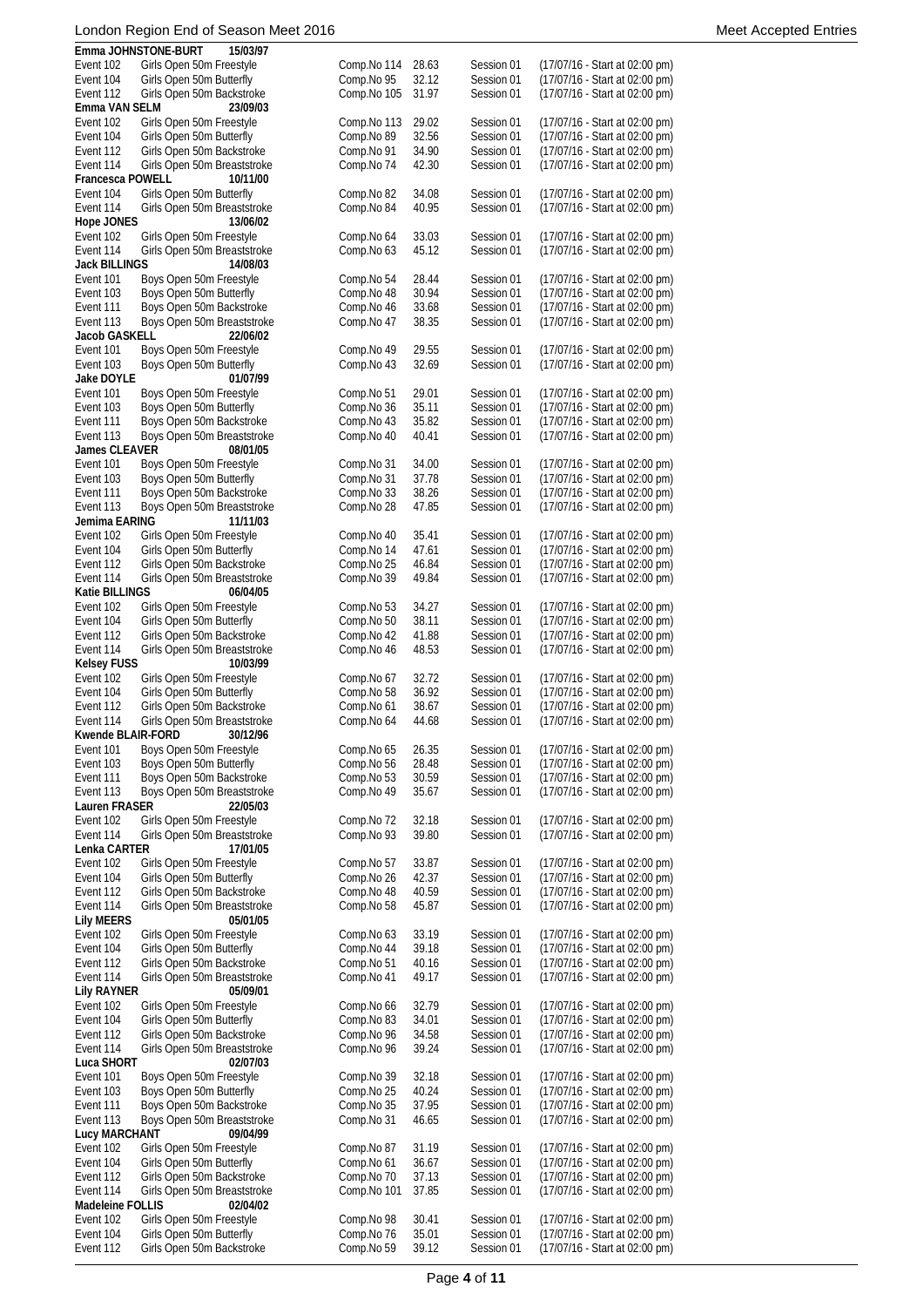**Emma JOHNSTONE-BURT** 15/03/97

| | | | | | |
|---|---|---|---|---|---|
| Event 102 | Girls Open 50m Freestyle | Comp.No 114 | 28.63 | Session 01 | (17/07/16 - Start at 02:00 pm) |
| Event 104 | Girls Open 50m Butterfly | Comp.No 95 | 32.12 | Session 01 | (17/07/16 - Start at 02:00 pm) |
| Event 112 | Girls Open 50m Backstroke | Comp.No 105 | 31.97 | Session 01 | (17/07/16 - Start at 02:00 pm) |

**Emma VAN SELM** 23/09/03

| | | | | | |
|---|---|---|---|---|---|
| Event 102 | Girls Open 50m Freestyle | Comp.No 113 | 29.02 | Session 01 | (17/07/16 - Start at 02:00 pm) |
| Event 104 | Girls Open 50m Butterfly | Comp.No 89 | 32.56 | Session 01 | (17/07/16 - Start at 02:00 pm) |
| Event 112 | Girls Open 50m Backstroke | Comp.No 91 | 34.90 | Session 01 | (17/07/16 - Start at 02:00 pm) |
| Event 114 | Girls Open 50m Breaststroke | Comp.No 74 | 42.30 | Session 01 | (17/07/16 - Start at 02:00 pm) |

**Francesca POWELL** 10/11/00

| | | | | | |
|---|---|---|---|---|---|
| Event 104 | Girls Open 50m Butterfly | Comp.No 82 | 34.08 | Session 01 | (17/07/16 - Start at 02:00 pm) |
| Event 114 | Girls Open 50m Breaststroke | Comp.No 84 | 40.95 | Session 01 | (17/07/16 - Start at 02:00 pm) |

**Hope JONES** 13/06/02

| | | | | | |
|---|---|---|---|---|---|
| Event 102 | Girls Open 50m Freestyle | Comp.No 64 | 33.03 | Session 01 | (17/07/16 - Start at 02:00 pm) |
| Event 114 | Girls Open 50m Breaststroke | Comp.No 63 | 45.12 | Session 01 | (17/07/16 - Start at 02:00 pm) |

**Jack BILLINGS** 14/08/03

| | | | | | |
|---|---|---|---|---|---|
| Event 101 | Boys Open 50m Freestyle | Comp.No 54 | 28.44 | Session 01 | (17/07/16 - Start at 02:00 pm) |
| Event 103 | Boys Open 50m Butterfly | Comp.No 48 | 30.94 | Session 01 | (17/07/16 - Start at 02:00 pm) |
| Event 111 | Boys Open 50m Backstroke | Comp.No 46 | 33.68 | Session 01 | (17/07/16 - Start at 02:00 pm) |
| Event 113 | Boys Open 50m Breaststroke | Comp.No 47 | 38.35 | Session 01 | (17/07/16 - Start at 02:00 pm) |

**Jacob GASKELL** 22/06/02

| | | | | | |
|---|---|---|---|---|---|
| Event 101 | Boys Open 50m Freestyle | Comp.No 49 | 29.55 | Session 01 | (17/07/16 - Start at 02:00 pm) |
| Event 103 | Boys Open 50m Butterfly | Comp.No 43 | 32.69 | Session 01 | (17/07/16 - Start at 02:00 pm) |

**Jake DOYLE** 01/07/99

| | | | | | |
|---|---|---|---|---|---|
| Event 101 | Boys Open 50m Freestyle | Comp.No 51 | 29.01 | Session 01 | (17/07/16 - Start at 02:00 pm) |
| Event 103 | Boys Open 50m Butterfly | Comp.No 36 | 35.11 | Session 01 | (17/07/16 - Start at 02:00 pm) |
| Event 111 | Boys Open 50m Backstroke | Comp.No 43 | 35.82 | Session 01 | (17/07/16 - Start at 02:00 pm) |
| Event 113 | Boys Open 50m Breaststroke | Comp.No 40 | 40.41 | Session 01 | (17/07/16 - Start at 02:00 pm) |

**James CLEAVER** 08/01/05

| | | | | | |
|---|---|---|---|---|---|
| Event 101 | Boys Open 50m Freestyle | Comp.No 31 | 34.00 | Session 01 | (17/07/16 - Start at 02:00 pm) |
| Event 103 | Boys Open 50m Butterfly | Comp.No 31 | 37.78 | Session 01 | (17/07/16 - Start at 02:00 pm) |
| Event 111 | Boys Open 50m Backstroke | Comp.No 33 | 38.26 | Session 01 | (17/07/16 - Start at 02:00 pm) |
| Event 113 | Boys Open 50m Breaststroke | Comp.No 28 | 47.85 | Session 01 | (17/07/16 - Start at 02:00 pm) |

**Jemima EARING** 11/11/03

| | | | | | |
|---|---|---|---|---|---|
| Event 102 | Girls Open 50m Freestyle | Comp.No 40 | 35.41 | Session 01 | (17/07/16 - Start at 02:00 pm) |
| Event 104 | Girls Open 50m Butterfly | Comp.No 14 | 47.61 | Session 01 | (17/07/16 - Start at 02:00 pm) |
| Event 112 | Girls Open 50m Backstroke | Comp.No 25 | 46.84 | Session 01 | (17/07/16 - Start at 02:00 pm) |
| Event 114 | Girls Open 50m Breaststroke | Comp.No 39 | 49.84 | Session 01 | (17/07/16 - Start at 02:00 pm) |

**Katie BILLINGS** 06/04/05

| | | | | | |
|---|---|---|---|---|---|
| Event 102 | Girls Open 50m Freestyle | Comp.No 53 | 34.27 | Session 01 | (17/07/16 - Start at 02:00 pm) |
| Event 104 | Girls Open 50m Butterfly | Comp.No 50 | 38.11 | Session 01 | (17/07/16 - Start at 02:00 pm) |
| Event 112 | Girls Open 50m Backstroke | Comp.No 42 | 41.88 | Session 01 | (17/07/16 - Start at 02:00 pm) |
| Event 114 | Girls Open 50m Breaststroke | Comp.No 46 | 48.53 | Session 01 | (17/07/16 - Start at 02:00 pm) |

**Kelsey FUSS** 10/03/99

| | | | | | |
|---|---|---|---|---|---|
| Event 102 | Girls Open 50m Freestyle | Comp.No 67 | 32.72 | Session 01 | (17/07/16 - Start at 02:00 pm) |
| Event 104 | Girls Open 50m Butterfly | Comp.No 58 | 36.92 | Session 01 | (17/07/16 - Start at 02:00 pm) |
| Event 112 | Girls Open 50m Backstroke | Comp.No 61 | 38.67 | Session 01 | (17/07/16 - Start at 02:00 pm) |
| Event 114 | Girls Open 50m Breaststroke | Comp.No 64 | 44.68 | Session 01 | (17/07/16 - Start at 02:00 pm) |

**Kwende BLAIR-FORD** 30/12/96

| | | | | | |
|---|---|---|---|---|---|
| Event 101 | Boys Open 50m Freestyle | Comp.No 65 | 26.35 | Session 01 | (17/07/16 - Start at 02:00 pm) |
| Event 103 | Boys Open 50m Butterfly | Comp.No 56 | 28.48 | Session 01 | (17/07/16 - Start at 02:00 pm) |
| Event 111 | Boys Open 50m Backstroke | Comp.No 53 | 30.59 | Session 01 | (17/07/16 - Start at 02:00 pm) |
| Event 113 | Boys Open 50m Breaststroke | Comp.No 49 | 35.67 | Session 01 | (17/07/16 - Start at 02:00 pm) |

**Lauren FRASER** 22/05/03

| | | | | | |
|---|---|---|---|---|---|
| Event 102 | Girls Open 50m Freestyle | Comp.No 72 | 32.18 | Session 01 | (17/07/16 - Start at 02:00 pm) |
| Event 114 | Girls Open 50m Breaststroke | Comp.No 93 | 39.80 | Session 01 | (17/07/16 - Start at 02:00 pm) |

**Lenka CARTER** 17/01/05

| | | | | | |
|---|---|---|---|---|---|
| Event 102 | Girls Open 50m Freestyle | Comp.No 57 | 33.87 | Session 01 | (17/07/16 - Start at 02:00 pm) |
| Event 104 | Girls Open 50m Butterfly | Comp.No 26 | 42.37 | Session 01 | (17/07/16 - Start at 02:00 pm) |
| Event 112 | Girls Open 50m Backstroke | Comp.No 48 | 40.59 | Session 01 | (17/07/16 - Start at 02:00 pm) |
| Event 114 | Girls Open 50m Breaststroke | Comp.No 58 | 45.87 | Session 01 | (17/07/16 - Start at 02:00 pm) |

**Lily MEERS** 05/01/05

| | | | | | |
|---|---|---|---|---|---|
| Event 102 | Girls Open 50m Freestyle | Comp.No 63 | 33.19 | Session 01 | (17/07/16 - Start at 02:00 pm) |
| Event 104 | Girls Open 50m Butterfly | Comp.No 44 | 39.18 | Session 01 | (17/07/16 - Start at 02:00 pm) |
| Event 112 | Girls Open 50m Backstroke | Comp.No 51 | 40.16 | Session 01 | (17/07/16 - Start at 02:00 pm) |
| Event 114 | Girls Open 50m Breaststroke | Comp.No 41 | 49.17 | Session 01 | (17/07/16 - Start at 02:00 pm) |

**Lily RAYNER** 05/09/01

| | | | | | |
|---|---|---|---|---|---|
| Event 102 | Girls Open 50m Freestyle | Comp.No 66 | 32.79 | Session 01 | (17/07/16 - Start at 02:00 pm) |
| Event 104 | Girls Open 50m Butterfly | Comp.No 83 | 34.01 | Session 01 | (17/07/16 - Start at 02:00 pm) |
| Event 112 | Girls Open 50m Backstroke | Comp.No 96 | 34.58 | Session 01 | (17/07/16 - Start at 02:00 pm) |
| Event 114 | Girls Open 50m Breaststroke | Comp.No 96 | 39.24 | Session 01 | (17/07/16 - Start at 02:00 pm) |

**Luca SHORT** 02/07/03

| | | | | | |
|---|---|---|---|---|---|
| Event 101 | Boys Open 50m Freestyle | Comp.No 39 | 32.18 | Session 01 | (17/07/16 - Start at 02:00 pm) |
| Event 103 | Boys Open 50m Butterfly | Comp.No 25 | 40.24 | Session 01 | (17/07/16 - Start at 02:00 pm) |
| Event 111 | Boys Open 50m Backstroke | Comp.No 35 | 37.95 | Session 01 | (17/07/16 - Start at 02:00 pm) |
| Event 113 | Boys Open 50m Breaststroke | Comp.No 31 | 46.65 | Session 01 | (17/07/16 - Start at 02:00 pm) |

**Lucy MARCHANT** 09/04/99

| | | | | | |
|---|---|---|---|---|---|
| Event 102 | Girls Open 50m Freestyle | Comp.No 87 | 31.19 | Session 01 | (17/07/16 - Start at 02:00 pm) |
| Event 104 | Girls Open 50m Butterfly | Comp.No 61 | 36.67 | Session 01 | (17/07/16 - Start at 02:00 pm) |
| Event 112 | Girls Open 50m Backstroke | Comp.No 70 | 37.13 | Session 01 | (17/07/16 - Start at 02:00 pm) |
| Event 114 | Girls Open 50m Breaststroke | Comp.No 101 | 37.85 | Session 01 | (17/07/16 - Start at 02:00 pm) |

**Madeleine FOLLIS** 02/04/02

| | | | | | |
|---|---|---|---|---|---|
| Event 102 | Girls Open 50m Freestyle | Comp.No 98 | 30.41 | Session 01 | (17/07/16 - Start at 02:00 pm) |
| Event 104 | Girls Open 50m Butterfly | Comp.No 76 | 35.01 | Session 01 | (17/07/16 - Start at 02:00 pm) |
| Event 112 | Girls Open 50m Backstroke | Comp.No 59 | 39.12 | Session 01 | (17/07/16 - Start at 02:00 pm) |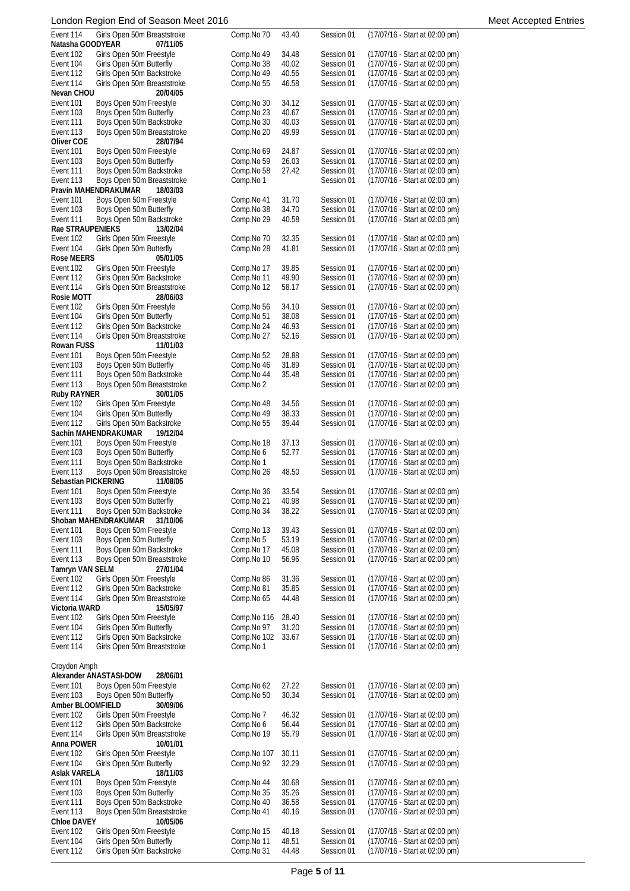| | | | | | |
|---|---|---|---|---|---|
| Event 114 | Girls Open 50m Breaststroke | Comp.No 70 | 43.40 | Session 01 | (17/07/16 - Start at 02:00 pm) |
| **Natasha GOODYEAR** | **07/11/05** | | | | |
| Event 102 | Girls Open 50m Freestyle | Comp.No 49 | 34.48 | Session 01 | (17/07/16 - Start at 02:00 pm) |
| Event 104 | Girls Open 50m Butterfly | Comp.No 38 | 40.02 | Session 01 | (17/07/16 - Start at 02:00 pm) |
| Event 112 | Girls Open 50m Backstroke | Comp.No 49 | 40.56 | Session 01 | (17/07/16 - Start at 02:00 pm) |
| Event 114 | Girls Open 50m Breaststroke | Comp.No 55 | 46.58 | Session 01 | (17/07/16 - Start at 02:00 pm) |
| **Nevan CHOU** | **20/04/05** | | | | |
| Event 101 | Boys Open 50m Freestyle | Comp.No 30 | 34.12 | Session 01 | (17/07/16 - Start at 02:00 pm) |
| Event 103 | Boys Open 50m Butterfly | Comp.No 23 | 40.67 | Session 01 | (17/07/16 - Start at 02:00 pm) |
| Event 111 | Boys Open 50m Backstroke | Comp.No 30 | 40.03 | Session 01 | (17/07/16 - Start at 02:00 pm) |
| Event 113 | Boys Open 50m Breaststroke | Comp.No 20 | 49.99 | Session 01 | (17/07/16 - Start at 02:00 pm) |
| **Oliver COE** | **28/07/94** | | | | |
| Event 101 | Boys Open 50m Freestyle | Comp.No 69 | 24.87 | Session 01 | (17/07/16 - Start at 02:00 pm) |
| Event 103 | Boys Open 50m Butterfly | Comp.No 59 | 26.03 | Session 01 | (17/07/16 - Start at 02:00 pm) |
| Event 111 | Boys Open 50m Backstroke | Comp.No 58 | 27.42 | Session 01 | (17/07/16 - Start at 02:00 pm) |
| Event 113 | Boys Open 50m Breaststroke | Comp.No 1 | | Session 01 | (17/07/16 - Start at 02:00 pm) |
| **Pravin MAHENDRAKUMAR** | **18/03/03** | | | | |
| Event 101 | Boys Open 50m Freestyle | Comp.No 41 | 31.70 | Session 01 | (17/07/16 - Start at 02:00 pm) |
| Event 103 | Boys Open 50m Butterfly | Comp.No 38 | 34.70 | Session 01 | (17/07/16 - Start at 02:00 pm) |
| Event 111 | Boys Open 50m Backstroke | Comp.No 29 | 40.58 | Session 01 | (17/07/16 - Start at 02:00 pm) |
| **Rae STRAUPENIEKS** | **13/02/04** | | | | |
| Event 102 | Girls Open 50m Freestyle | Comp.No 70 | 32.35 | Session 01 | (17/07/16 - Start at 02:00 pm) |
| Event 104 | Girls Open 50m Butterfly | Comp.No 28 | 41.81 | Session 01 | (17/07/16 - Start at 02:00 pm) |
| **Rose MEERS** | **05/01/05** | | | | |
| Event 102 | Girls Open 50m Freestyle | Comp.No 17 | 39.85 | Session 01 | (17/07/16 - Start at 02:00 pm) |
| Event 112 | Girls Open 50m Backstroke | Comp.No 11 | 49.90 | Session 01 | (17/07/16 - Start at 02:00 pm) |
| Event 114 | Girls Open 50m Breaststroke | Comp.No 12 | 58.17 | Session 01 | (17/07/16 - Start at 02:00 pm) |
| **Rosie MOTT** | **28/06/03** | | | | |
| Event 102 | Girls Open 50m Freestyle | Comp.No 56 | 34.10 | Session 01 | (17/07/16 - Start at 02:00 pm) |
| Event 104 | Girls Open 50m Butterfly | Comp.No 51 | 38.08 | Session 01 | (17/07/16 - Start at 02:00 pm) |
| Event 112 | Girls Open 50m Backstroke | Comp.No 24 | 46.93 | Session 01 | (17/07/16 - Start at 02:00 pm) |
| Event 114 | Girls Open 50m Breaststroke | Comp.No 27 | 52.16 | Session 01 | (17/07/16 - Start at 02:00 pm) |
| **Rowan FUSS** | **11/01/03** | | | | |
| Event 101 | Boys Open 50m Freestyle | Comp.No 52 | 28.88 | Session 01 | (17/07/16 - Start at 02:00 pm) |
| Event 103 | Boys Open 50m Butterfly | Comp.No 46 | 31.89 | Session 01 | (17/07/16 - Start at 02:00 pm) |
| Event 111 | Boys Open 50m Backstroke | Comp.No 44 | 35.48 | Session 01 | (17/07/16 - Start at 02:00 pm) |
| Event 113 | Boys Open 50m Breaststroke | Comp.No 2 | | Session 01 | (17/07/16 - Start at 02:00 pm) |
| **Ruby RAYNER** | **30/01/05** | | | | |
| Event 102 | Girls Open 50m Freestyle | Comp.No 48 | 34.56 | Session 01 | (17/07/16 - Start at 02:00 pm) |
| Event 104 | Girls Open 50m Butterfly | Comp.No 49 | 38.33 | Session 01 | (17/07/16 - Start at 02:00 pm) |
| Event 112 | Girls Open 50m Backstroke | Comp.No 55 | 39.44 | Session 01 | (17/07/16 - Start at 02:00 pm) |
| **Sachin MAHENDRAKUMAR** | **19/12/04** | | | | |
| Event 101 | Boys Open 50m Freestyle | Comp.No 18 | 37.13 | Session 01 | (17/07/16 - Start at 02:00 pm) |
| Event 103 | Boys Open 50m Butterfly | Comp.No 6 | 52.77 | Session 01 | (17/07/16 - Start at 02:00 pm) |
| Event 111 | Boys Open 50m Backstroke | Comp.No 1 | | Session 01 | (17/07/16 - Start at 02:00 pm) |
| Event 113 | Boys Open 50m Breaststroke | Comp.No 26 | 48.50 | Session 01 | (17/07/16 - Start at 02:00 pm) |
| **Sebastian PICKERING** | **11/08/05** | | | | |
| Event 101 | Boys Open 50m Freestyle | Comp.No 36 | 33.54 | Session 01 | (17/07/16 - Start at 02:00 pm) |
| Event 103 | Boys Open 50m Butterfly | Comp.No 21 | 40.98 | Session 01 | (17/07/16 - Start at 02:00 pm) |
| Event 111 | Boys Open 50m Backstroke | Comp.No 34 | 38.22 | Session 01 | (17/07/16 - Start at 02:00 pm) |
| **Shoban MAHENDRAKUMAR** | **31/10/06** | | | | |
| Event 101 | Boys Open 50m Freestyle | Comp.No 13 | 39.43 | Session 01 | (17/07/16 - Start at 02:00 pm) |
| Event 103 | Boys Open 50m Butterfly | Comp.No 5 | 53.19 | Session 01 | (17/07/16 - Start at 02:00 pm) |
| Event 111 | Boys Open 50m Backstroke | Comp.No 17 | 45.08 | Session 01 | (17/07/16 - Start at 02:00 pm) |
| Event 113 | Boys Open 50m Breaststroke | Comp.No 10 | 56.96 | Session 01 | (17/07/16 - Start at 02:00 pm) |
| **Tamryn VAN SELM** | **27/01/04** | | | | |
| Event 102 | Girls Open 50m Freestyle | Comp.No 86 | 31.36 | Session 01 | (17/07/16 - Start at 02:00 pm) |
| Event 112 | Girls Open 50m Backstroke | Comp.No 81 | 35.85 | Session 01 | (17/07/16 - Start at 02:00 pm) |
| Event 114 | Girls Open 50m Breaststroke | Comp.No 65 | 44.48 | Session 01 | (17/07/16 - Start at 02:00 pm) |
| **Victoria WARD** | **15/05/97** | | | | |
| Event 102 | Girls Open 50m Freestyle | Comp.No 116 | 28.40 | Session 01 | (17/07/16 - Start at 02:00 pm) |
| Event 104 | Girls Open 50m Butterfly | Comp.No 97 | 31.20 | Session 01 | (17/07/16 - Start at 02:00 pm) |
| Event 112 | Girls Open 50m Backstroke | Comp.No 102 | 33.67 | Session 01 | (17/07/16 - Start at 02:00 pm) |
| Event 114 | Girls Open 50m Breaststroke | Comp.No 1 | | Session 01 | (17/07/16 - Start at 02:00 pm) |

Croydon Amph

| | | | | | |
|---|---|---|---|---|---|
| **Alexander ANASTASI-DOW** | **28/06/01** | | | | |
| Event 101 | Boys Open 50m Freestyle | Comp.No 62 | 27.22 | Session 01 | (17/07/16 - Start at 02:00 pm) |
| Event 103 | Boys Open 50m Butterfly | Comp.No 50 | 30.34 | Session 01 | (17/07/16 - Start at 02:00 pm) |
| **Amber BLOOMFIELD** | **30/09/06** | | | | |
| Event 102 | Girls Open 50m Freestyle | Comp.No 7 | 46.32 | Session 01 | (17/07/16 - Start at 02:00 pm) |
| Event 112 | Girls Open 50m Backstroke | Comp.No 6 | 56.44 | Session 01 | (17/07/16 - Start at 02:00 pm) |
| Event 114 | Girls Open 50m Breaststroke | Comp.No 19 | 55.79 | Session 01 | (17/07/16 - Start at 02:00 pm) |
| **Anna POWER** | **10/01/01** | | | | |
| Event 102 | Girls Open 50m Freestyle | Comp.No 107 | 30.11 | Session 01 | (17/07/16 - Start at 02:00 pm) |
| Event 104 | Girls Open 50m Butterfly | Comp.No 92 | 32.29 | Session 01 | (17/07/16 - Start at 02:00 pm) |
| **Aslak VARELA** | **18/11/03** | | | | |
| Event 101 | Boys Open 50m Freestyle | Comp.No 44 | 30.68 | Session 01 | (17/07/16 - Start at 02:00 pm) |
| Event 103 | Boys Open 50m Butterfly | Comp.No 35 | 35.26 | Session 01 | (17/07/16 - Start at 02:00 pm) |
| Event 111 | Boys Open 50m Backstroke | Comp.No 40 | 36.58 | Session 01 | (17/07/16 - Start at 02:00 pm) |
| Event 113 | Boys Open 50m Breaststroke | Comp.No 41 | 40.16 | Session 01 | (17/07/16 - Start at 02:00 pm) |
| **Chloe DAVEY** | **10/05/06** | | | | |
| Event 102 | Girls Open 50m Freestyle | Comp.No 15 | 40.18 | Session 01 | (17/07/16 - Start at 02:00 pm) |
| Event 104 | Girls Open 50m Butterfly | Comp.No 11 | 48.51 | Session 01 | (17/07/16 - Start at 02:00 pm) |
| Event 112 | Girls Open 50m Backstroke | Comp.No 31 | 44.48 | Session 01 | (17/07/16 - Start at 02:00 pm) |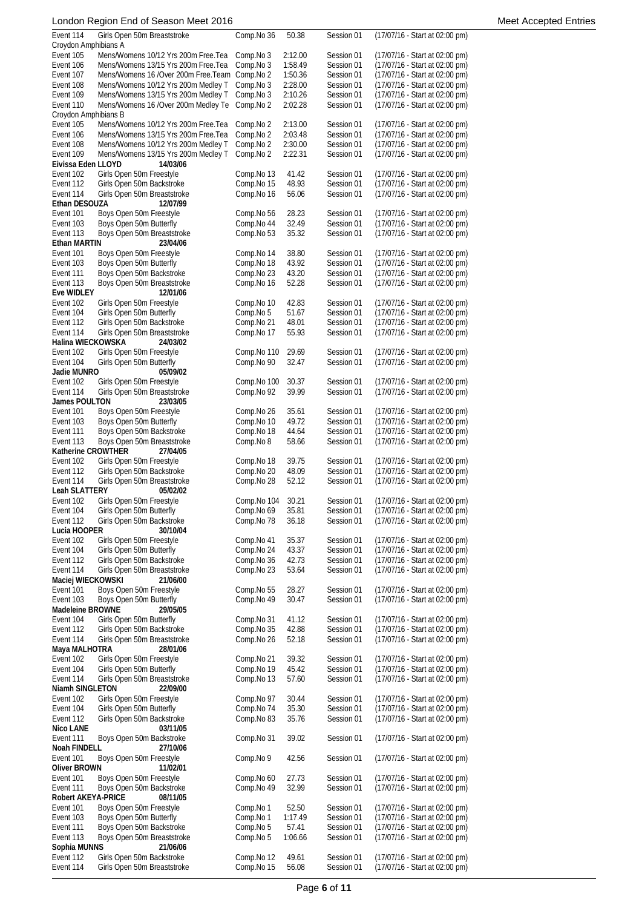| | | | | | |
|---|---|---|---|---|---|
| Event 114 | Girls Open 50m Breaststroke | Comp.No 36 | 50.38 | Session 01 | (17/07/16 - Start at 02:00 pm) |
| **Croydon Amphibians A** | | | | | |
| Event 105 | Mens/Womens 10/12 Yrs 200m Free.Tea | Comp.No 3 | 2:12.00 | Session 01 | (17/07/16 - Start at 02:00 pm) |
| Event 106 | Mens/Womens 13/15 Yrs 200m Free.Tea | Comp.No 3 | 1:58.49 | Session 01 | (17/07/16 - Start at 02:00 pm) |
| Event 107 | Mens/Womens 16 /Over 200m Free.Team | Comp.No 2 | 1:50.36 | Session 01 | (17/07/16 - Start at 02:00 pm) |
| Event 108 | Mens/Womens 10/12 Yrs 200m Medley T | Comp.No 3 | 2:28.00 | Session 01 | (17/07/16 - Start at 02:00 pm) |
| Event 109 | Mens/Womens 13/15 Yrs 200m Medley T | Comp.No 3 | 2:10.26 | Session 01 | (17/07/16 - Start at 02:00 pm) |
| Event 110 | Mens/Womens 16 /Over 200m Medley Te | Comp.No 2 | 2:02.28 | Session 01 | (17/07/16 - Start at 02:00 pm) |
| **Croydon Amphibians B** | | | | | |
| Event 105 | Mens/Womens 10/12 Yrs 200m Free.Tea | Comp.No 2 | 2:13.00 | Session 01 | (17/07/16 - Start at 02:00 pm) |
| Event 106 | Mens/Womens 13/15 Yrs 200m Free.Tea | Comp.No 2 | 2:03.48 | Session 01 | (17/07/16 - Start at 02:00 pm) |
| Event 108 | Mens/Womens 10/12 Yrs 200m Medley T | Comp.No 2 | 2:30.00 | Session 01 | (17/07/16 - Start at 02:00 pm) |
| Event 109 | Mens/Womens 13/15 Yrs 200m Medley T | Comp.No 2 | 2:22.31 | Session 01 | (17/07/16 - Start at 02:00 pm) |
| **Eivissa Eden LLOYD** | **14/03/06** | | | | |
| Event 102 | Girls Open 50m Freestyle | Comp.No 13 | 41.42 | Session 01 | (17/07/16 - Start at 02:00 pm) |
| Event 112 | Girls Open 50m Backstroke | Comp.No 15 | 48.93 | Session 01 | (17/07/16 - Start at 02:00 pm) |
| Event 114 | Girls Open 50m Breaststroke | Comp.No 16 | 56.06 | Session 01 | (17/07/16 - Start at 02:00 pm) |
| **Ethan DESOUZA** | **12/07/99** | | | | |
| Event 101 | Boys Open 50m Freestyle | Comp.No 56 | 28.23 | Session 01 | (17/07/16 - Start at 02:00 pm) |
| Event 103 | Boys Open 50m Butterfly | Comp.No 44 | 32.49 | Session 01 | (17/07/16 - Start at 02:00 pm) |
| Event 113 | Boys Open 50m Breaststroke | Comp.No 53 | 35.32 | Session 01 | (17/07/16 - Start at 02:00 pm) |
| **Ethan MARTIN** | **23/04/06** | | | | |
| Event 101 | Boys Open 50m Freestyle | Comp.No 14 | 38.80 | Session 01 | (17/07/16 - Start at 02:00 pm) |
| Event 103 | Boys Open 50m Butterfly | Comp.No 18 | 43.92 | Session 01 | (17/07/16 - Start at 02:00 pm) |
| Event 111 | Boys Open 50m Backstroke | Comp.No 23 | 43.20 | Session 01 | (17/07/16 - Start at 02:00 pm) |
| Event 113 | Boys Open 50m Breaststroke | Comp.No 16 | 52.28 | Session 01 | (17/07/16 - Start at 02:00 pm) |
| **Eve WIDLEY** | **12/01/06** | | | | |
| Event 102 | Girls Open 50m Freestyle | Comp.No 10 | 42.83 | Session 01 | (17/07/16 - Start at 02:00 pm) |
| Event 104 | Girls Open 50m Butterfly | Comp.No 5 | 51.67 | Session 01 | (17/07/16 - Start at 02:00 pm) |
| Event 112 | Girls Open 50m Backstroke | Comp.No 21 | 48.01 | Session 01 | (17/07/16 - Start at 02:00 pm) |
| Event 114 | Girls Open 50m Breaststroke | Comp.No 17 | 55.93 | Session 01 | (17/07/16 - Start at 02:00 pm) |
| **Halina WIECKOWSKA** | **24/03/02** | | | | |
| Event 102 | Girls Open 50m Freestyle | Comp.No 110 | 29.69 | Session 01 | (17/07/16 - Start at 02:00 pm) |
| Event 104 | Girls Open 50m Butterfly | Comp.No 90 | 32.47 | Session 01 | (17/07/16 - Start at 02:00 pm) |
| **Jadie MUNRO** | **05/09/02** | | | | |
| Event 102 | Girls Open 50m Freestyle | Comp.No 100 | 30.37 | Session 01 | (17/07/16 - Start at 02:00 pm) |
| Event 114 | Girls Open 50m Breaststroke | Comp.No 92 | 39.99 | Session 01 | (17/07/16 - Start at 02:00 pm) |
| **James POULTON** | **23/03/05** | | | | |
| Event 101 | Boys Open 50m Freestyle | Comp.No 26 | 35.61 | Session 01 | (17/07/16 - Start at 02:00 pm) |
| Event 103 | Boys Open 50m Butterfly | Comp.No 10 | 49.72 | Session 01 | (17/07/16 - Start at 02:00 pm) |
| Event 111 | Boys Open 50m Backstroke | Comp.No 18 | 44.64 | Session 01 | (17/07/16 - Start at 02:00 pm) |
| Event 113 | Boys Open 50m Breaststroke | Comp.No 8 | 58.66 | Session 01 | (17/07/16 - Start at 02:00 pm) |
| **Katherine CROWTHER** | **27/04/05** | | | | |
| Event 102 | Girls Open 50m Freestyle | Comp.No 18 | 39.75 | Session 01 | (17/07/16 - Start at 02:00 pm) |
| Event 112 | Girls Open 50m Backstroke | Comp.No 20 | 48.09 | Session 01 | (17/07/16 - Start at 02:00 pm) |
| Event 114 | Girls Open 50m Breaststroke | Comp.No 28 | 52.12 | Session 01 | (17/07/16 - Start at 02:00 pm) |
| **Leah SLATTERY** | **05/02/02** | | | | |
| Event 102 | Girls Open 50m Freestyle | Comp.No 104 | 30.21 | Session 01 | (17/07/16 - Start at 02:00 pm) |
| Event 104 | Girls Open 50m Butterfly | Comp.No 69 | 35.81 | Session 01 | (17/07/16 - Start at 02:00 pm) |
| Event 112 | Girls Open 50m Backstroke | Comp.No 78 | 36.18 | Session 01 | (17/07/16 - Start at 02:00 pm) |
| **Lucia HOOPER** | **30/10/04** | | | | |
| Event 102 | Girls Open 50m Freestyle | Comp.No 41 | 35.37 | Session 01 | (17/07/16 - Start at 02:00 pm) |
| Event 104 | Girls Open 50m Butterfly | Comp.No 24 | 43.37 | Session 01 | (17/07/16 - Start at 02:00 pm) |
| Event 112 | Girls Open 50m Backstroke | Comp.No 36 | 42.73 | Session 01 | (17/07/16 - Start at 02:00 pm) |
| Event 114 | Girls Open 50m Breaststroke | Comp.No 23 | 53.64 | Session 01 | (17/07/16 - Start at 02:00 pm) |
| **Maciej WIECKOWSKI** | **21/06/00** | | | | |
| Event 101 | Boys Open 50m Freestyle | Comp.No 55 | 28.27 | Session 01 | (17/07/16 - Start at 02:00 pm) |
| Event 103 | Boys Open 50m Butterfly | Comp.No 49 | 30.47 | Session 01 | (17/07/16 - Start at 02:00 pm) |
| **Madeleine BROWNE** | **29/05/05** | | | | |
| Event 104 | Girls Open 50m Butterfly | Comp.No 31 | 41.12 | Session 01 | (17/07/16 - Start at 02:00 pm) |
| Event 112 | Girls Open 50m Backstroke | Comp.No 35 | 42.88 | Session 01 | (17/07/16 - Start at 02:00 pm) |
| Event 114 | Girls Open 50m Breaststroke | Comp.No 26 | 52.18 | Session 01 | (17/07/16 - Start at 02:00 pm) |
| **Maya MALHOTRA** | **28/01/06** | | | | |
| Event 102 | Girls Open 50m Freestyle | Comp.No 21 | 39.32 | Session 01 | (17/07/16 - Start at 02:00 pm) |
| Event 104 | Girls Open 50m Butterfly | Comp.No 19 | 45.42 | Session 01 | (17/07/16 - Start at 02:00 pm) |
| Event 114 | Girls Open 50m Breaststroke | Comp.No 13 | 57.60 | Session 01 | (17/07/16 - Start at 02:00 pm) |
| **Niamh SINGLETON** | **22/09/00** | | | | |
| Event 102 | Girls Open 50m Freestyle | Comp.No 97 | 30.44 | Session 01 | (17/07/16 - Start at 02:00 pm) |
| Event 104 | Girls Open 50m Butterfly | Comp.No 74 | 35.30 | Session 01 | (17/07/16 - Start at 02:00 pm) |
| Event 112 | Girls Open 50m Backstroke | Comp.No 83 | 35.76 | Session 01 | (17/07/16 - Start at 02:00 pm) |
| **Nico LANE** | **03/11/05** | | | | |
| Event 111 | Boys Open 50m Backstroke | Comp.No 31 | 39.02 | Session 01 | (17/07/16 - Start at 02:00 pm) |
| **Noah FINDELL** | **27/10/06** | | | | |
| Event 101 | Boys Open 50m Freestyle | Comp.No 9 | 42.56 | Session 01 | (17/07/16 - Start at 02:00 pm) |
| **Oliver BROWN** | **11/02/01** | | | | |
| Event 101 | Boys Open 50m Freestyle | Comp.No 60 | 27.73 | Session 01 | (17/07/16 - Start at 02:00 pm) |
| Event 111 | Boys Open 50m Backstroke | Comp.No 49 | 32.99 | Session 01 | (17/07/16 - Start at 02:00 pm) |
| **Robert AKEYA-PRICE** | **08/11/05** | | | | |
| Event 101 | Boys Open 50m Freestyle | Comp.No 1 | 52.50 | Session 01 | (17/07/16 - Start at 02:00 pm) |
| Event 103 | Boys Open 50m Butterfly | Comp.No 1 | 1:17.49 | Session 01 | (17/07/16 - Start at 02:00 pm) |
| Event 111 | Boys Open 50m Backstroke | Comp.No 5 | 57.41 | Session 01 | (17/07/16 - Start at 02:00 pm) |
| Event 113 | Boys Open 50m Breaststroke | Comp.No 5 | 1:06.66 | Session 01 | (17/07/16 - Start at 02:00 pm) |
| **Sophia MUNNS** | **21/06/06** | | | | |
| Event 112 | Girls Open 50m Backstroke | Comp.No 12 | 49.61 | Session 01 | (17/07/16 - Start at 02:00 pm) |
| Event 114 | Girls Open 50m Breaststroke | Comp.No 15 | 56.08 | Session 01 | (17/07/16 - Start at 02:00 pm) |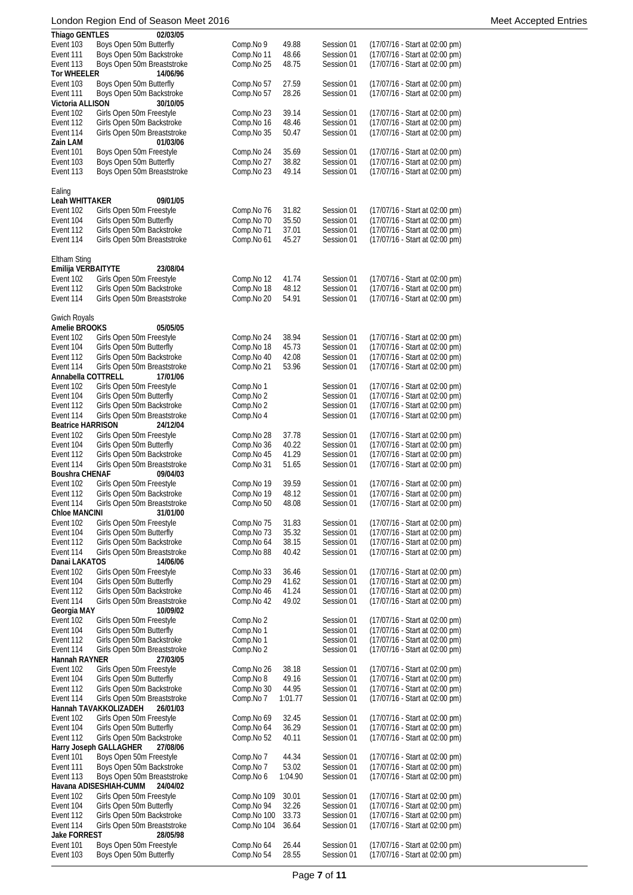**Thiago GENTLES** 02/03/05

| | | | | | |
|---|---|---|---|---|---|
| Event 103 | Boys Open 50m Butterfly | Comp.No 9 | 49.88 | Session 01 | (17/07/16 - Start at 02:00 pm) |
| Event 111 | Boys Open 50m Backstroke | Comp.No 11 | 48.66 | Session 01 | (17/07/16 - Start at 02:00 pm) |
| Event 113 | Boys Open 50m Breaststroke | Comp.No 25 | 48.75 | Session 01 | (17/07/16 - Start at 02:00 pm) |

**Tor WHEELER** 14/06/96

| | | | | | |
|---|---|---|---|---|---|
| Event 103 | Boys Open 50m Butterfly | Comp.No 57 | 27.59 | Session 01 | (17/07/16 - Start at 02:00 pm) |
| Event 111 | Boys Open 50m Backstroke | Comp.No 57 | 28.26 | Session 01 | (17/07/16 - Start at 02:00 pm) |

**Victoria ALLISON** 30/10/05

| | | | | | |
|---|---|---|---|---|---|
| Event 102 | Girls Open 50m Freestyle | Comp.No 23 | 39.14 | Session 01 | (17/07/16 - Start at 02:00 pm) |
| Event 112 | Girls Open 50m Backstroke | Comp.No 16 | 48.46 | Session 01 | (17/07/16 - Start at 02:00 pm) |
| Event 114 | Girls Open 50m Breaststroke | Comp.No 35 | 50.47 | Session 01 | (17/07/16 - Start at 02:00 pm) |

**Zain LAM** 01/03/06

| | | | | | |
|---|---|---|---|---|---|
| Event 101 | Boys Open 50m Freestyle | Comp.No 24 | 35.69 | Session 01 | (17/07/16 - Start at 02:00 pm) |
| Event 103 | Boys Open 50m Butterfly | Comp.No 27 | 38.82 | Session 01 | (17/07/16 - Start at 02:00 pm) |
| Event 113 | Boys Open 50m Breaststroke | Comp.No 23 | 49.14 | Session 01 | (17/07/16 - Start at 02:00 pm) |

## Ealing

**Leah WHITTAKER** 09/01/05

| | | | | | |
|---|---|---|---|---|---|
| Event 102 | Girls Open 50m Freestyle | Comp.No 76 | 31.82 | Session 01 | (17/07/16 - Start at 02:00 pm) |
| Event 104 | Girls Open 50m Butterfly | Comp.No 70 | 35.50 | Session 01 | (17/07/16 - Start at 02:00 pm) |
| Event 112 | Girls Open 50m Backstroke | Comp.No 71 | 37.01 | Session 01 | (17/07/16 - Start at 02:00 pm) |
| Event 114 | Girls Open 50m Breaststroke | Comp.No 61 | 45.27 | Session 01 | (17/07/16 - Start at 02:00 pm) |

## Eltham Sting

**Emilija VERBAITYTE** 23/08/04

| | | | | | |
|---|---|---|---|---|---|
| Event 102 | Girls Open 50m Freestyle | Comp.No 12 | 41.74 | Session 01 | (17/07/16 - Start at 02:00 pm) |
| Event 112 | Girls Open 50m Backstroke | Comp.No 18 | 48.12 | Session 01 | (17/07/16 - Start at 02:00 pm) |
| Event 114 | Girls Open 50m Breaststroke | Comp.No 20 | 54.91 | Session 01 | (17/07/16 - Start at 02:00 pm) |

## Gwich Royals

**Amelie BROOKS** 05/05/05

| | | | | | |
|---|---|---|---|---|---|
| Event 102 | Girls Open 50m Freestyle | Comp.No 24 | 38.94 | Session 01 | (17/07/16 - Start at 02:00 pm) |
| Event 104 | Girls Open 50m Butterfly | Comp.No 18 | 45.73 | Session 01 | (17/07/16 - Start at 02:00 pm) |
| Event 112 | Girls Open 50m Backstroke | Comp.No 40 | 42.08 | Session 01 | (17/07/16 - Start at 02:00 pm) |
| Event 114 | Girls Open 50m Breaststroke | Comp.No 21 | 53.96 | Session 01 | (17/07/16 - Start at 02:00 pm) |

**Annabella COTTRELL** 17/01/06

| | | | | | |
|---|---|---|---|---|---|
| Event 102 | Girls Open 50m Freestyle | Comp.No 1 | | Session 01 | (17/07/16 - Start at 02:00 pm) |
| Event 104 | Girls Open 50m Butterfly | Comp.No 2 | | Session 01 | (17/07/16 - Start at 02:00 pm) |
| Event 112 | Girls Open 50m Backstroke | Comp.No 2 | | Session 01 | (17/07/16 - Start at 02:00 pm) |
| Event 114 | Girls Open 50m Breaststroke | Comp.No 4 | | Session 01 | (17/07/16 - Start at 02:00 pm) |

**Beatrice HARRISON** 24/12/04

| | | | | | |
|---|---|---|---|---|---|
| Event 102 | Girls Open 50m Freestyle | Comp.No 28 | 37.78 | Session 01 | (17/07/16 - Start at 02:00 pm) |
| Event 104 | Girls Open 50m Butterfly | Comp.No 36 | 40.22 | Session 01 | (17/07/16 - Start at 02:00 pm) |
| Event 112 | Girls Open 50m Backstroke | Comp.No 45 | 41.29 | Session 01 | (17/07/16 - Start at 02:00 pm) |
| Event 114 | Girls Open 50m Breaststroke | Comp.No 31 | 51.65 | Session 01 | (17/07/16 - Start at 02:00 pm) |

**Boushra CHENAF** 09/04/03

| | | | | | |
|---|---|---|---|---|---|
| Event 102 | Girls Open 50m Freestyle | Comp.No 19 | 39.59 | Session 01 | (17/07/16 - Start at 02:00 pm) |
| Event 112 | Girls Open 50m Backstroke | Comp.No 19 | 48.12 | Session 01 | (17/07/16 - Start at 02:00 pm) |
| Event 114 | Girls Open 50m Breaststroke | Comp.No 50 | 48.08 | Session 01 | (17/07/16 - Start at 02:00 pm) |

**Chloe MANCINI** 31/01/00

| | | | | | |
|---|---|---|---|---|---|
| Event 102 | Girls Open 50m Freestyle | Comp.No 75 | 31.83 | Session 01 | (17/07/16 - Start at 02:00 pm) |
| Event 104 | Girls Open 50m Butterfly | Comp.No 73 | 35.32 | Session 01 | (17/07/16 - Start at 02:00 pm) |
| Event 112 | Girls Open 50m Backstroke | Comp.No 64 | 38.15 | Session 01 | (17/07/16 - Start at 02:00 pm) |
| Event 114 | Girls Open 50m Breaststroke | Comp.No 88 | 40.42 | Session 01 | (17/07/16 - Start at 02:00 pm) |

**Danai LAKATOS** 14/06/06

| | | | | | |
|---|---|---|---|---|---|
| Event 102 | Girls Open 50m Freestyle | Comp.No 33 | 36.46 | Session 01 | (17/07/16 - Start at 02:00 pm) |
| Event 104 | Girls Open 50m Butterfly | Comp.No 29 | 41.62 | Session 01 | (17/07/16 - Start at 02:00 pm) |
| Event 112 | Girls Open 50m Backstroke | Comp.No 46 | 41.24 | Session 01 | (17/07/16 - Start at 02:00 pm) |
| Event 114 | Girls Open 50m Breaststroke | Comp.No 42 | 49.02 | Session 01 | (17/07/16 - Start at 02:00 pm) |

**Georgia MAY** 10/09/02

| | | | | | |
|---|---|---|---|---|---|
| Event 102 | Girls Open 50m Freestyle | Comp.No 2 | | Session 01 | (17/07/16 - Start at 02:00 pm) |
| Event 104 | Girls Open 50m Butterfly | Comp.No 1 | | Session 01 | (17/07/16 - Start at 02:00 pm) |
| Event 112 | Girls Open 50m Backstroke | Comp.No 1 | | Session 01 | (17/07/16 - Start at 02:00 pm) |
| Event 114 | Girls Open 50m Breaststroke | Comp.No 2 | | Session 01 | (17/07/16 - Start at 02:00 pm) |

**Hannah RAYNER** 27/03/05

| | | | | | |
|---|---|---|---|---|---|
| Event 102 | Girls Open 50m Freestyle | Comp.No 26 | 38.18 | Session 01 | (17/07/16 - Start at 02:00 pm) |
| Event 104 | Girls Open 50m Butterfly | Comp.No 8 | 49.16 | Session 01 | (17/07/16 - Start at 02:00 pm) |
| Event 112 | Girls Open 50m Backstroke | Comp.No 30 | 44.95 | Session 01 | (17/07/16 - Start at 02:00 pm) |
| Event 114 | Girls Open 50m Breaststroke | Comp.No 7 | 1:01.77 | Session 01 | (17/07/16 - Start at 02:00 pm) |

**Hannah TAVAKKOLIZADEH** 26/01/03

| | | | | | |
|---|---|---|---|---|---|
| Event 102 | Girls Open 50m Freestyle | Comp.No 69 | 32.45 | Session 01 | (17/07/16 - Start at 02:00 pm) |
| Event 104 | Girls Open 50m Butterfly | Comp.No 64 | 36.29 | Session 01 | (17/07/16 - Start at 02:00 pm) |
| Event 112 | Girls Open 50m Backstroke | Comp.No 52 | 40.11 | Session 01 | (17/07/16 - Start at 02:00 pm) |

**Harry Joseph GALLAGHER** 27/08/06

| | | | | | |
|---|---|---|---|---|---|
| Event 101 | Boys Open 50m Freestyle | Comp.No 7 | 44.34 | Session 01 | (17/07/16 - Start at 02:00 pm) |
| Event 111 | Boys Open 50m Backstroke | Comp.No 7 | 53.02 | Session 01 | (17/07/16 - Start at 02:00 pm) |
| Event 113 | Boys Open 50m Breaststroke | Comp.No 6 | 1:04.90 | Session 01 | (17/07/16 - Start at 02:00 pm) |

**Havana ADISESHIAH-CUMM** 24/04/02

| | | | | | |
|---|---|---|---|---|---|
| Event 102 | Girls Open 50m Freestyle | Comp.No 109 | 30.01 | Session 01 | (17/07/16 - Start at 02:00 pm) |
| Event 104 | Girls Open 50m Butterfly | Comp.No 94 | 32.26 | Session 01 | (17/07/16 - Start at 02:00 pm) |
| Event 112 | Girls Open 50m Backstroke | Comp.No 100 | 33.73 | Session 01 | (17/07/16 - Start at 02:00 pm) |
| Event 114 | Girls Open 50m Breaststroke | Comp.No 104 | 36.64 | Session 01 | (17/07/16 - Start at 02:00 pm) |

**Jake FORREST** 28/05/98

| | | | | | |
|---|---|---|---|---|---|
| Event 101 | Boys Open 50m Freestyle | Comp.No 64 | 26.44 | Session 01 | (17/07/16 - Start at 02:00 pm) |
| Event 103 | Boys Open 50m Butterfly | Comp.No 54 | 28.55 | Session 01 | (17/07/16 - Start at 02:00 pm) |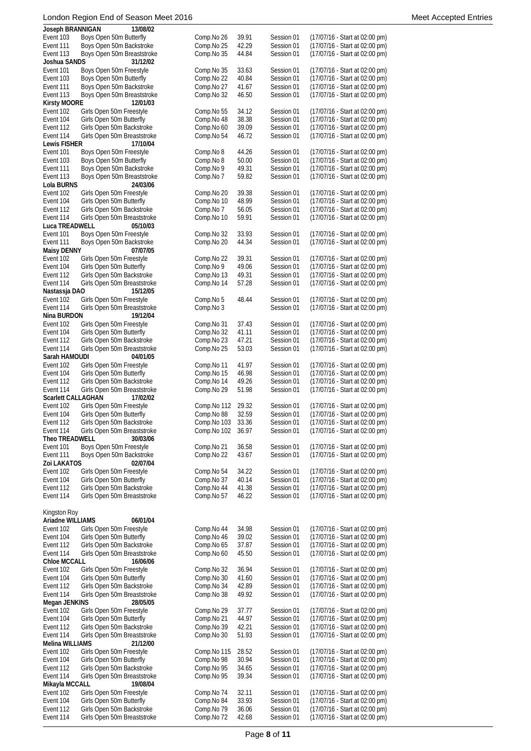| | | | | | |
|---|---|---|---|---|---|
| **Joseph BRANNIGAN** | **13/08/02** | | | | |
| Event 103 | Boys Open 50m Butterfly | Comp.No 26 | 39.91 | Session 01 | (17/07/16 - Start at 02:00 pm) |
| Event 111 | Boys Open 50m Backstroke | Comp.No 25 | 42.29 | Session 01 | (17/07/16 - Start at 02:00 pm) |
| Event 113 | Boys Open 50m Breaststroke | Comp.No 35 | 44.84 | Session 01 | (17/07/16 - Start at 02:00 pm) |
| **Joshua SANDS** | **31/12/02** | | | | |
| Event 101 | Boys Open 50m Freestyle | Comp.No 35 | 33.63 | Session 01 | (17/07/16 - Start at 02:00 pm) |
| Event 103 | Boys Open 50m Butterfly | Comp.No 22 | 40.84 | Session 01 | (17/07/16 - Start at 02:00 pm) |
| Event 111 | Boys Open 50m Backstroke | Comp.No 27 | 41.67 | Session 01 | (17/07/16 - Start at 02:00 pm) |
| Event 113 | Boys Open 50m Breaststroke | Comp.No 32 | 46.50 | Session 01 | (17/07/16 - Start at 02:00 pm) |
| **Kirsty MOORE** | **12/01/03** | | | | |
| Event 102 | Girls Open 50m Freestyle | Comp.No 55 | 34.12 | Session 01 | (17/07/16 - Start at 02:00 pm) |
| Event 104 | Girls Open 50m Butterfly | Comp.No 48 | 38.38 | Session 01 | (17/07/16 - Start at 02:00 pm) |
| Event 112 | Girls Open 50m Backstroke | Comp.No 60 | 39.09 | Session 01 | (17/07/16 - Start at 02:00 pm) |
| Event 114 | Girls Open 50m Breaststroke | Comp.No 54 | 46.72 | Session 01 | (17/07/16 - Start at 02:00 pm) |
| **Lewis FISHER** | **17/10/04** | | | | |
| Event 101 | Boys Open 50m Freestyle | Comp.No 8 | 44.26 | Session 01 | (17/07/16 - Start at 02:00 pm) |
| Event 103 | Boys Open 50m Butterfly | Comp.No 8 | 50.00 | Session 01 | (17/07/16 - Start at 02:00 pm) |
| Event 111 | Boys Open 50m Backstroke | Comp.No 9 | 49.31 | Session 01 | (17/07/16 - Start at 02:00 pm) |
| Event 113 | Boys Open 50m Breaststroke | Comp.No 7 | 59.82 | Session 01 | (17/07/16 - Start at 02:00 pm) |
| **Lola BURNS** | **24/03/06** | | | | |
| Event 102 | Girls Open 50m Freestyle | Comp.No 20 | 39.38 | Session 01 | (17/07/16 - Start at 02:00 pm) |
| Event 104 | Girls Open 50m Butterfly | Comp.No 10 | 48.99 | Session 01 | (17/07/16 - Start at 02:00 pm) |
| Event 112 | Girls Open 50m Backstroke | Comp.No 7 | 56.05 | Session 01 | (17/07/16 - Start at 02:00 pm) |
| Event 114 | Girls Open 50m Breaststroke | Comp.No 10 | 59.91 | Session 01 | (17/07/16 - Start at 02:00 pm) |
| **Luca TREADWELL** | **05/10/03** | | | | |
| Event 101 | Boys Open 50m Freestyle | Comp.No 32 | 33.93 | Session 01 | (17/07/16 - Start at 02:00 pm) |
| Event 111 | Boys Open 50m Backstroke | Comp.No 20 | 44.34 | Session 01 | (17/07/16 - Start at 02:00 pm) |
| **Maisy DENNY** | **07/07/05** | | | | |
| Event 102 | Girls Open 50m Freestyle | Comp.No 22 | 39.31 | Session 01 | (17/07/16 - Start at 02:00 pm) |
| Event 104 | Girls Open 50m Butterfly | Comp.No 9 | 49.06 | Session 01 | (17/07/16 - Start at 02:00 pm) |
| Event 112 | Girls Open 50m Backstroke | Comp.No 13 | 49.31 | Session 01 | (17/07/16 - Start at 02:00 pm) |
| Event 114 | Girls Open 50m Breaststroke | Comp.No 14 | 57.28 | Session 01 | (17/07/16 - Start at 02:00 pm) |
| **Nastassja DAO** | **15/12/05** | | | | |
| Event 102 | Girls Open 50m Freestyle | Comp.No 5 | 48.44 | Session 01 | (17/07/16 - Start at 02:00 pm) |
| Event 114 | Girls Open 50m Breaststroke | Comp.No 3 | | Session 01 | (17/07/16 - Start at 02:00 pm) |
| **Nina BURDON** | **19/12/04** | | | | |
| Event 102 | Girls Open 50m Freestyle | Comp.No 31 | 37.43 | Session 01 | (17/07/16 - Start at 02:00 pm) |
| Event 104 | Girls Open 50m Butterfly | Comp.No 32 | 41.11 | Session 01 | (17/07/16 - Start at 02:00 pm) |
| Event 112 | Girls Open 50m Backstroke | Comp.No 23 | 47.21 | Session 01 | (17/07/16 - Start at 02:00 pm) |
| Event 114 | Girls Open 50m Breaststroke | Comp.No 25 | 53.03 | Session 01 | (17/07/16 - Start at 02:00 pm) |
| **Sarah HAMOUDI** | **04/01/05** | | | | |
| Event 102 | Girls Open 50m Freestyle | Comp.No 11 | 41.97 | Session 01 | (17/07/16 - Start at 02:00 pm) |
| Event 104 | Girls Open 50m Butterfly | Comp.No 15 | 46.98 | Session 01 | (17/07/16 - Start at 02:00 pm) |
| Event 112 | Girls Open 50m Backstroke | Comp.No 14 | 49.26 | Session 01 | (17/07/16 - Start at 02:00 pm) |
| Event 114 | Girls Open 50m Breaststroke | Comp.No 29 | 51.98 | Session 01 | (17/07/16 - Start at 02:00 pm) |
| **Scarlett CALLAGHAN** | **17/02/02** | | | | |
| Event 102 | Girls Open 50m Freestyle | Comp.No 112 | 29.32 | Session 01 | (17/07/16 - Start at 02:00 pm) |
| Event 104 | Girls Open 50m Butterfly | Comp.No 88 | 32.59 | Session 01 | (17/07/16 - Start at 02:00 pm) |
| Event 112 | Girls Open 50m Backstroke | Comp.No 103 | 33.36 | Session 01 | (17/07/16 - Start at 02:00 pm) |
| Event 114 | Girls Open 50m Breaststroke | Comp.No 102 | 36.97 | Session 01 | (17/07/16 - Start at 02:00 pm) |
| **Theo TREADWELL** | **30/03/06** | | | | |
| Event 101 | Boys Open 50m Freestyle | Comp.No 21 | 36.58 | Session 01 | (17/07/16 - Start at 02:00 pm) |
| Event 111 | Boys Open 50m Backstroke | Comp.No 22 | 43.67 | Session 01 | (17/07/16 - Start at 02:00 pm) |
| **Zoi LAKATOS** | **02/07/04** | | | | |
| Event 102 | Girls Open 50m Freestyle | Comp.No 54 | 34.22 | Session 01 | (17/07/16 - Start at 02:00 pm) |
| Event 104 | Girls Open 50m Butterfly | Comp.No 37 | 40.14 | Session 01 | (17/07/16 - Start at 02:00 pm) |
| Event 112 | Girls Open 50m Backstroke | Comp.No 44 | 41.38 | Session 01 | (17/07/16 - Start at 02:00 pm) |
| Event 114 | Girls Open 50m Breaststroke | Comp.No 57 | 46.22 | Session 01 | (17/07/16 - Start at 02:00 pm) |

Kingston Roy

| | | | | | |
|---|---|---|---|---|---|
| **Ariadne WILLIAMS** | **06/01/04** | | | | |
| Event 102 | Girls Open 50m Freestyle | Comp.No 44 | 34.98 | Session 01 | (17/07/16 - Start at 02:00 pm) |
| Event 104 | Girls Open 50m Butterfly | Comp.No 46 | 39.02 | Session 01 | (17/07/16 - Start at 02:00 pm) |
| Event 112 | Girls Open 50m Backstroke | Comp.No 65 | 37.87 | Session 01 | (17/07/16 - Start at 02:00 pm) |
| Event 114 | Girls Open 50m Breaststroke | Comp.No 60 | 45.50 | Session 01 | (17/07/16 - Start at 02:00 pm) |
| **Chloe MCCALL** | **16/06/06** | | | | |
| Event 102 | Girls Open 50m Freestyle | Comp.No 32 | 36.94 | Session 01 | (17/07/16 - Start at 02:00 pm) |
| Event 104 | Girls Open 50m Butterfly | Comp.No 30 | 41.60 | Session 01 | (17/07/16 - Start at 02:00 pm) |
| Event 112 | Girls Open 50m Backstroke | Comp.No 34 | 42.89 | Session 01 | (17/07/16 - Start at 02:00 pm) |
| Event 114 | Girls Open 50m Breaststroke | Comp.No 38 | 49.92 | Session 01 | (17/07/16 - Start at 02:00 pm) |
| **Megan JENKINS** | **28/05/05** | | | | |
| Event 102 | Girls Open 50m Freestyle | Comp.No 29 | 37.77 | Session 01 | (17/07/16 - Start at 02:00 pm) |
| Event 104 | Girls Open 50m Butterfly | Comp.No 21 | 44.97 | Session 01 | (17/07/16 - Start at 02:00 pm) |
| Event 112 | Girls Open 50m Backstroke | Comp.No 39 | 42.21 | Session 01 | (17/07/16 - Start at 02:00 pm) |
| Event 114 | Girls Open 50m Breaststroke | Comp.No 30 | 51.93 | Session 01 | (17/07/16 - Start at 02:00 pm) |
| **Melina WILLIAMS** | **21/12/00** | | | | |
| Event 102 | Girls Open 50m Freestyle | Comp.No 115 | 28.52 | Session 01 | (17/07/16 - Start at 02:00 pm) |
| Event 104 | Girls Open 50m Butterfly | Comp.No 98 | 30.94 | Session 01 | (17/07/16 - Start at 02:00 pm) |
| Event 112 | Girls Open 50m Backstroke | Comp.No 95 | 34.65 | Session 01 | (17/07/16 - Start at 02:00 pm) |
| Event 114 | Girls Open 50m Breaststroke | Comp.No 95 | 39.34 | Session 01 | (17/07/16 - Start at 02:00 pm) |
| **Mikayla MCCALL** | **19/08/04** | | | | |
| Event 102 | Girls Open 50m Freestyle | Comp.No 74 | 32.11 | Session 01 | (17/07/16 - Start at 02:00 pm) |
| Event 104 | Girls Open 50m Butterfly | Comp.No 84 | 33.93 | Session 01 | (17/07/16 - Start at 02:00 pm) |
| Event 112 | Girls Open 50m Backstroke | Comp.No 79 | 36.06 | Session 01 | (17/07/16 - Start at 02:00 pm) |
| Event 114 | Girls Open 50m Breaststroke | Comp.No 72 | 42.68 | Session 01 | (17/07/16 - Start at 02:00 pm) |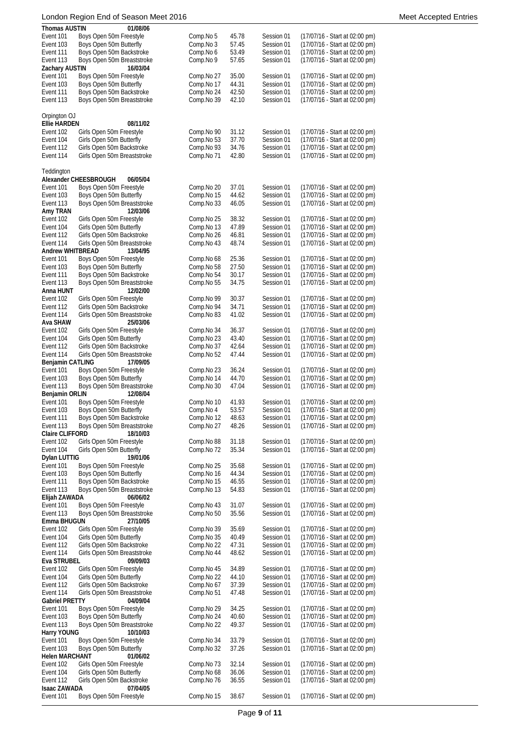**Thomas AUSTIN** 01/08/06

| | | | | | |
|---|---|---|---|---|---|
| Event 101 | Boys Open 50m Freestyle | Comp.No 5 | 45.78 | Session 01 | (17/07/16 - Start at 02:00 pm) |
| Event 103 | Boys Open 50m Butterfly | Comp.No 3 | 57.45 | Session 01 | (17/07/16 - Start at 02:00 pm) |
| Event 111 | Boys Open 50m Backstroke | Comp.No 6 | 53.49 | Session 01 | (17/07/16 - Start at 02:00 pm) |
| Event 113 | Boys Open 50m Breaststroke | Comp.No 9 | 57.65 | Session 01 | (17/07/16 - Start at 02:00 pm) |

**Zachary AUSTIN** 16/03/04

| | | | | | |
|---|---|---|---|---|---|
| Event 101 | Boys Open 50m Freestyle | Comp.No 27 | 35.00 | Session 01 | (17/07/16 - Start at 02:00 pm) |
| Event 103 | Boys Open 50m Butterfly | Comp.No 17 | 44.31 | Session 01 | (17/07/16 - Start at 02:00 pm) |
| Event 111 | Boys Open 50m Backstroke | Comp.No 24 | 42.50 | Session 01 | (17/07/16 - Start at 02:00 pm) |
| Event 113 | Boys Open 50m Breaststroke | Comp.No 39 | 42.10 | Session 01 | (17/07/16 - Start at 02:00 pm) |

Orpington OJ

**Ellie HARDEN** 08/11/02

| | | | | | |
|---|---|---|---|---|---|
| Event 102 | Girls Open 50m Freestyle | Comp.No 90 | 31.12 | Session 01 | (17/07/16 - Start at 02:00 pm) |
| Event 104 | Girls Open 50m Butterfly | Comp.No 53 | 37.70 | Session 01 | (17/07/16 - Start at 02:00 pm) |
| Event 112 | Girls Open 50m Backstroke | Comp.No 93 | 34.76 | Session 01 | (17/07/16 - Start at 02:00 pm) |
| Event 114 | Girls Open 50m Breaststroke | Comp.No 71 | 42.80 | Session 01 | (17/07/16 - Start at 02:00 pm) |

Teddington

**Alexander CHEESBROUGH** 06/05/04

| | | | | | |
|---|---|---|---|---|---|
| Event 101 | Boys Open 50m Freestyle | Comp.No 20 | 37.01 | Session 01 | (17/07/16 - Start at 02:00 pm) |
| Event 103 | Boys Open 50m Butterfly | Comp.No 15 | 44.62 | Session 01 | (17/07/16 - Start at 02:00 pm) |
| Event 113 | Boys Open 50m Breaststroke | Comp.No 33 | 46.05 | Session 01 | (17/07/16 - Start at 02:00 pm) |

**Amy TRAN** 12/03/06

| | | | | | |
|---|---|---|---|---|---|
| Event 102 | Girls Open 50m Freestyle | Comp.No 25 | 38.32 | Session 01 | (17/07/16 - Start at 02:00 pm) |
| Event 104 | Girls Open 50m Butterfly | Comp.No 13 | 47.89 | Session 01 | (17/07/16 - Start at 02:00 pm) |
| Event 112 | Girls Open 50m Backstroke | Comp.No 26 | 46.81 | Session 01 | (17/07/16 - Start at 02:00 pm) |
| Event 114 | Girls Open 50m Breaststroke | Comp.No 43 | 48.74 | Session 01 | (17/07/16 - Start at 02:00 pm) |

**Andrew WHITBREAD** 13/04/95

| | | | | | |
|---|---|---|---|---|---|
| Event 101 | Boys Open 50m Freestyle | Comp.No 68 | 25.36 | Session 01 | (17/07/16 - Start at 02:00 pm) |
| Event 103 | Boys Open 50m Butterfly | Comp.No 58 | 27.50 | Session 01 | (17/07/16 - Start at 02:00 pm) |
| Event 111 | Boys Open 50m Backstroke | Comp.No 54 | 30.17 | Session 01 | (17/07/16 - Start at 02:00 pm) |
| Event 113 | Boys Open 50m Breaststroke | Comp.No 55 | 34.75 | Session 01 | (17/07/16 - Start at 02:00 pm) |

**Anna HUNT** 12/02/00

| | | | | | |
|---|---|---|---|---|---|
| Event 102 | Girls Open 50m Freestyle | Comp.No 99 | 30.37 | Session 01 | (17/07/16 - Start at 02:00 pm) |
| Event 112 | Girls Open 50m Backstroke | Comp.No 94 | 34.71 | Session 01 | (17/07/16 - Start at 02:00 pm) |
| Event 114 | Girls Open 50m Breaststroke | Comp.No 83 | 41.02 | Session 01 | (17/07/16 - Start at 02:00 pm) |

**Ava SHAW** 25/03/06

| | | | | | |
|---|---|---|---|---|---|
| Event 102 | Girls Open 50m Freestyle | Comp.No 34 | 36.37 | Session 01 | (17/07/16 - Start at 02:00 pm) |
| Event 104 | Girls Open 50m Butterfly | Comp.No 23 | 43.40 | Session 01 | (17/07/16 - Start at 02:00 pm) |
| Event 112 | Girls Open 50m Backstroke | Comp.No 37 | 42.64 | Session 01 | (17/07/16 - Start at 02:00 pm) |
| Event 114 | Girls Open 50m Breaststroke | Comp.No 52 | 47.44 | Session 01 | (17/07/16 - Start at 02:00 pm) |

**Benjamin CATLING** 17/09/05

| | | | | | |
|---|---|---|---|---|---|
| Event 101 | Boys Open 50m Freestyle | Comp.No 23 | 36.24 | Session 01 | (17/07/16 - Start at 02:00 pm) |
| Event 103 | Boys Open 50m Butterfly | Comp.No 14 | 44.70 | Session 01 | (17/07/16 - Start at 02:00 pm) |
| Event 113 | Boys Open 50m Breaststroke | Comp.No 30 | 47.04 | Session 01 | (17/07/16 - Start at 02:00 pm) |

**Benjamin ORLIN** 12/08/04

| | | | | | |
|---|---|---|---|---|---|
| Event 101 | Boys Open 50m Freestyle | Comp.No 10 | 41.93 | Session 01 | (17/07/16 - Start at 02:00 pm) |
| Event 103 | Boys Open 50m Butterfly | Comp.No 4 | 53.57 | Session 01 | (17/07/16 - Start at 02:00 pm) |
| Event 111 | Boys Open 50m Backstroke | Comp.No 12 | 48.63 | Session 01 | (17/07/16 - Start at 02:00 pm) |
| Event 113 | Boys Open 50m Breaststroke | Comp.No 27 | 48.26 | Session 01 | (17/07/16 - Start at 02:00 pm) |

**Claire CLIFFORD** 18/10/03

| | | | | | |
|---|---|---|---|---|---|
| Event 102 | Girls Open 50m Freestyle | Comp.No 88 | 31.18 | Session 01 | (17/07/16 - Start at 02:00 pm) |
| Event 104 | Girls Open 50m Butterfly | Comp.No 72 | 35.34 | Session 01 | (17/07/16 - Start at 02:00 pm) |

**Dylan LUTTIG** 19/01/06

| | | | | | |
|---|---|---|---|---|---|
| Event 101 | Boys Open 50m Freestyle | Comp.No 25 | 35.68 | Session 01 | (17/07/16 - Start at 02:00 pm) |
| Event 103 | Boys Open 50m Butterfly | Comp.No 16 | 44.34 | Session 01 | (17/07/16 - Start at 02:00 pm) |
| Event 111 | Boys Open 50m Backstroke | Comp.No 15 | 46.55 | Session 01 | (17/07/16 - Start at 02:00 pm) |
| Event 113 | Boys Open 50m Breaststroke | Comp.No 13 | 54.83 | Session 01 | (17/07/16 - Start at 02:00 pm) |

**Elijah ZAWADA** 06/06/02

| | | | | | |
|---|---|---|---|---|---|
| Event 101 | Boys Open 50m Freestyle | Comp.No 43 | 31.07 | Session 01 | (17/07/16 - Start at 02:00 pm) |
| Event 113 | Boys Open 50m Breaststroke | Comp.No 50 | 35.56 | Session 01 | (17/07/16 - Start at 02:00 pm) |

**Emma BHUGUN** 27/10/05

| | | | | | |
|---|---|---|---|---|---|
| Event 102 | Girls Open 50m Freestyle | Comp.No 39 | 35.69 | Session 01 | (17/07/16 - Start at 02:00 pm) |
| Event 104 | Girls Open 50m Butterfly | Comp.No 35 | 40.49 | Session 01 | (17/07/16 - Start at 02:00 pm) |
| Event 112 | Girls Open 50m Backstroke | Comp.No 22 | 47.31 | Session 01 | (17/07/16 - Start at 02:00 pm) |
| Event 114 | Girls Open 50m Breaststroke | Comp.No 44 | 48.62 | Session 01 | (17/07/16 - Start at 02:00 pm) |

**Eva STRUBEL** 09/09/03

| | | | | | |
|---|---|---|---|---|---|
| Event 102 | Girls Open 50m Freestyle | Comp.No 45 | 34.89 | Session 01 | (17/07/16 - Start at 02:00 pm) |
| Event 104 | Girls Open 50m Butterfly | Comp.No 22 | 44.10 | Session 01 | (17/07/16 - Start at 02:00 pm) |
| Event 112 | Girls Open 50m Backstroke | Comp.No 67 | 37.39 | Session 01 | (17/07/16 - Start at 02:00 pm) |
| Event 114 | Girls Open 50m Breaststroke | Comp.No 51 | 47.48 | Session 01 | (17/07/16 - Start at 02:00 pm) |

**Gabriel PRETTY** 04/09/04

| | | | | | |
|---|---|---|---|---|---|
| Event 101 | Boys Open 50m Freestyle | Comp.No 29 | 34.25 | Session 01 | (17/07/16 - Start at 02:00 pm) |
| Event 103 | Boys Open 50m Butterfly | Comp.No 24 | 40.60 | Session 01 | (17/07/16 - Start at 02:00 pm) |
| Event 113 | Boys Open 50m Breaststroke | Comp.No 22 | 49.37 | Session 01 | (17/07/16 - Start at 02:00 pm) |

**Harry YOUNG** 10/10/03

| | | | | | |
|---|---|---|---|---|---|
| Event 101 | Boys Open 50m Freestyle | Comp.No 34 | 33.79 | Session 01 | (17/07/16 - Start at 02:00 pm) |
| Event 103 | Boys Open 50m Butterfly | Comp.No 32 | 37.26 | Session 01 | (17/07/16 - Start at 02:00 pm) |

**Helen MARCHANT** 01/06/02

| | | | | | |
|---|---|---|---|---|---|
| Event 102 | Girls Open 50m Freestyle | Comp.No 73 | 32.14 | Session 01 | (17/07/16 - Start at 02:00 pm) |
| Event 104 | Girls Open 50m Butterfly | Comp.No 68 | 36.06 | Session 01 | (17/07/16 - Start at 02:00 pm) |
| Event 112 | Girls Open 50m Backstroke | Comp.No 76 | 36.55 | Session 01 | (17/07/16 - Start at 02:00 pm) |

**Isaac ZAWADA** 07/04/05

| | | | | | |
|---|---|---|---|---|---|
| Event 101 | Boys Open 50m Freestyle | Comp.No 15 | 38.67 | Session 01 | (17/07/16 - Start at 02:00 pm) |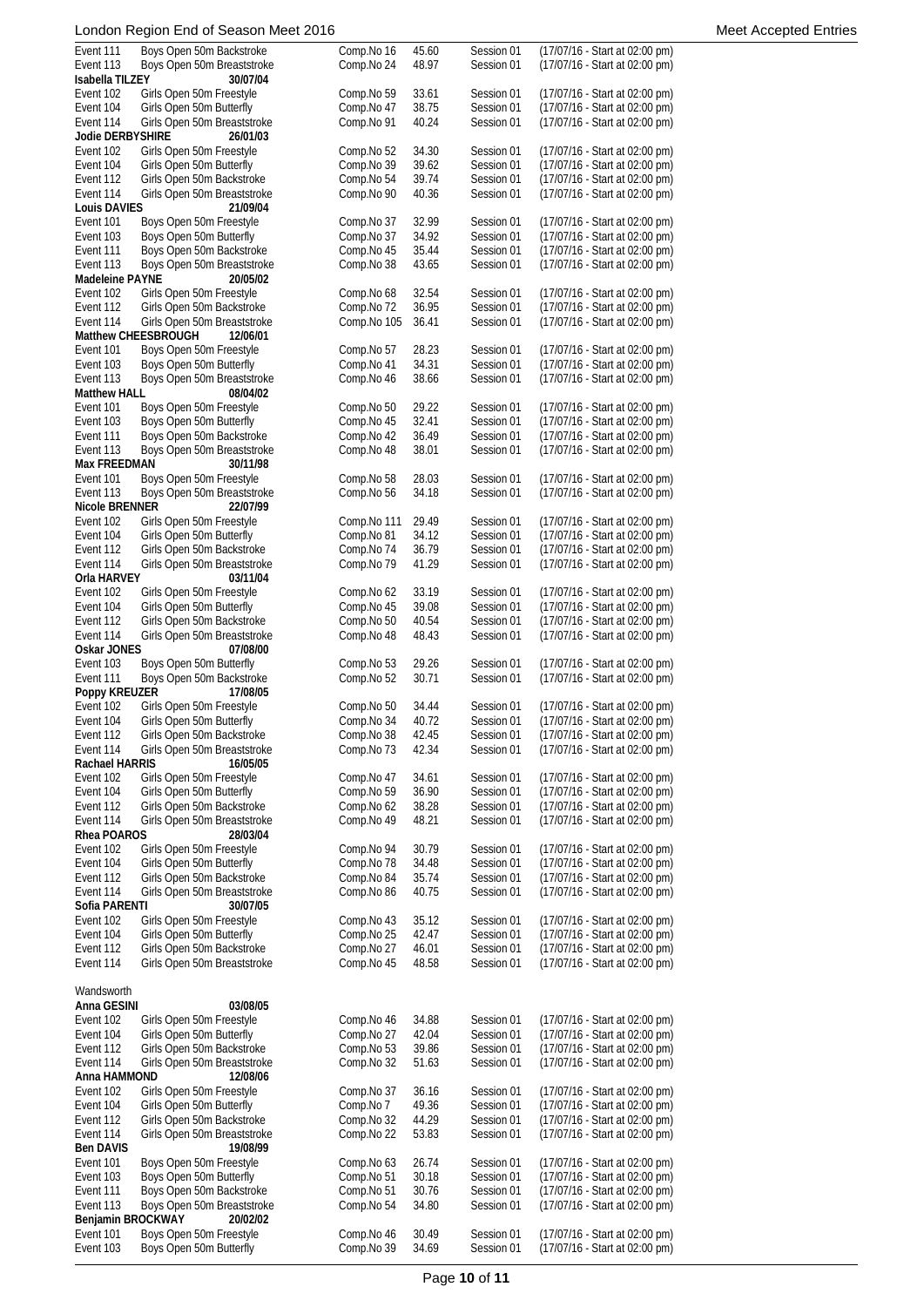| | | | | | |
|---|---|---|---|---|---|
| Event 111 | Boys Open 50m Backstroke | Comp.No 16 | 45.60 | Session 01 | (17/07/16 - Start at 02:00 pm) |
| Event 113 | Boys Open 50m Breaststroke | Comp.No 24 | 48.97 | Session 01 | (17/07/16 - Start at 02:00 pm) |
| **Isabella TILZEY** | **30/07/04** | | | | |
| Event 102 | Girls Open 50m Freestyle | Comp.No 59 | 33.61 | Session 01 | (17/07/16 - Start at 02:00 pm) |
| Event 104 | Girls Open 50m Butterfly | Comp.No 47 | 38.75 | Session 01 | (17/07/16 - Start at 02:00 pm) |
| Event 114 | Girls Open 50m Breaststroke | Comp.No 91 | 40.24 | Session 01 | (17/07/16 - Start at 02:00 pm) |
| **Jodie DERBYSHIRE** | **26/01/03** | | | | |
| Event 102 | Girls Open 50m Freestyle | Comp.No 52 | 34.30 | Session 01 | (17/07/16 - Start at 02:00 pm) |
| Event 104 | Girls Open 50m Butterfly | Comp.No 39 | 39.62 | Session 01 | (17/07/16 - Start at 02:00 pm) |
| Event 112 | Girls Open 50m Backstroke | Comp.No 54 | 39.74 | Session 01 | (17/07/16 - Start at 02:00 pm) |
| Event 114 | Girls Open 50m Breaststroke | Comp.No 90 | 40.36 | Session 01 | (17/07/16 - Start at 02:00 pm) |
| **Louis DAVIES** | **21/09/04** | | | | |
| Event 101 | Boys Open 50m Freestyle | Comp.No 37 | 32.99 | Session 01 | (17/07/16 - Start at 02:00 pm) |
| Event 103 | Boys Open 50m Butterfly | Comp.No 37 | 34.92 | Session 01 | (17/07/16 - Start at 02:00 pm) |
| Event 111 | Boys Open 50m Backstroke | Comp.No 45 | 35.44 | Session 01 | (17/07/16 - Start at 02:00 pm) |
| Event 113 | Boys Open 50m Breaststroke | Comp.No 38 | 43.65 | Session 01 | (17/07/16 - Start at 02:00 pm) |
| **Madeleine PAYNE** | **20/05/02** | | | | |
| Event 102 | Girls Open 50m Freestyle | Comp.No 68 | 32.54 | Session 01 | (17/07/16 - Start at 02:00 pm) |
| Event 112 | Girls Open 50m Backstroke | Comp.No 72 | 36.95 | Session 01 | (17/07/16 - Start at 02:00 pm) |
| Event 114 | Girls Open 50m Breaststroke | Comp.No 105 | 36.41 | Session 01 | (17/07/16 - Start at 02:00 pm) |
| **Matthew CHEESBROUGH** | **12/06/01** | | | | |
| Event 101 | Boys Open 50m Freestyle | Comp.No 57 | 28.23 | Session 01 | (17/07/16 - Start at 02:00 pm) |
| Event 103 | Boys Open 50m Butterfly | Comp.No 41 | 34.31 | Session 01 | (17/07/16 - Start at 02:00 pm) |
| Event 113 | Boys Open 50m Breaststroke | Comp.No 46 | 38.66 | Session 01 | (17/07/16 - Start at 02:00 pm) |
| **Matthew HALL** | **08/04/02** | | | | |
| Event 101 | Boys Open 50m Freestyle | Comp.No 50 | 29.22 | Session 01 | (17/07/16 - Start at 02:00 pm) |
| Event 103 | Boys Open 50m Butterfly | Comp.No 45 | 32.41 | Session 01 | (17/07/16 - Start at 02:00 pm) |
| Event 111 | Boys Open 50m Backstroke | Comp.No 42 | 36.49 | Session 01 | (17/07/16 - Start at 02:00 pm) |
| Event 113 | Boys Open 50m Breaststroke | Comp.No 48 | 38.01 | Session 01 | (17/07/16 - Start at 02:00 pm) |
| **Max FREEDMAN** | **30/11/98** | | | | |
| Event 101 | Boys Open 50m Freestyle | Comp.No 58 | 28.03 | Session 01 | (17/07/16 - Start at 02:00 pm) |
| Event 113 | Boys Open 50m Breaststroke | Comp.No 56 | 34.18 | Session 01 | (17/07/16 - Start at 02:00 pm) |
| **Nicole BRENNER** | **22/07/99** | | | | |
| Event 102 | Girls Open 50m Freestyle | Comp.No 111 | 29.49 | Session 01 | (17/07/16 - Start at 02:00 pm) |
| Event 104 | Girls Open 50m Butterfly | Comp.No 81 | 34.12 | Session 01 | (17/07/16 - Start at 02:00 pm) |
| Event 112 | Girls Open 50m Backstroke | Comp.No 74 | 36.79 | Session 01 | (17/07/16 - Start at 02:00 pm) |
| Event 114 | Girls Open 50m Breaststroke | Comp.No 79 | 41.29 | Session 01 | (17/07/16 - Start at 02:00 pm) |
| **Orla HARVEY** | **03/11/04** | | | | |
| Event 102 | Girls Open 50m Freestyle | Comp.No 62 | 33.19 | Session 01 | (17/07/16 - Start at 02:00 pm) |
| Event 104 | Girls Open 50m Butterfly | Comp.No 45 | 39.08 | Session 01 | (17/07/16 - Start at 02:00 pm) |
| Event 112 | Girls Open 50m Backstroke | Comp.No 50 | 40.54 | Session 01 | (17/07/16 - Start at 02:00 pm) |
| Event 114 | Girls Open 50m Breaststroke | Comp.No 48 | 48.43 | Session 01 | (17/07/16 - Start at 02:00 pm) |
| **Oskar JONES** | **07/08/00** | | | | |
| Event 103 | Boys Open 50m Butterfly | Comp.No 53 | 29.26 | Session 01 | (17/07/16 - Start at 02:00 pm) |
| Event 111 | Boys Open 50m Backstroke | Comp.No 52 | 30.71 | Session 01 | (17/07/16 - Start at 02:00 pm) |
| **Poppy KREUZER** | **17/08/05** | | | | |
| Event 102 | Girls Open 50m Freestyle | Comp.No 50 | 34.44 | Session 01 | (17/07/16 - Start at 02:00 pm) |
| Event 104 | Girls Open 50m Butterfly | Comp.No 34 | 40.72 | Session 01 | (17/07/16 - Start at 02:00 pm) |
| Event 112 | Girls Open 50m Backstroke | Comp.No 38 | 42.45 | Session 01 | (17/07/16 - Start at 02:00 pm) |
| Event 114 | Girls Open 50m Breaststroke | Comp.No 73 | 42.34 | Session 01 | (17/07/16 - Start at 02:00 pm) |
| **Rachael HARRIS** | **16/05/05** | | | | |
| Event 102 | Girls Open 50m Freestyle | Comp.No 47 | 34.61 | Session 01 | (17/07/16 - Start at 02:00 pm) |
| Event 104 | Girls Open 50m Butterfly | Comp.No 59 | 36.90 | Session 01 | (17/07/16 - Start at 02:00 pm) |
| Event 112 | Girls Open 50m Backstroke | Comp.No 62 | 38.28 | Session 01 | (17/07/16 - Start at 02:00 pm) |
| Event 114 | Girls Open 50m Breaststroke | Comp.No 49 | 48.21 | Session 01 | (17/07/16 - Start at 02:00 pm) |
| **Rhea POAROS** | **28/03/04** | | | | |
| Event 102 | Girls Open 50m Freestyle | Comp.No 94 | 30.79 | Session 01 | (17/07/16 - Start at 02:00 pm) |
| Event 104 | Girls Open 50m Butterfly | Comp.No 78 | 34.48 | Session 01 | (17/07/16 - Start at 02:00 pm) |
| Event 112 | Girls Open 50m Backstroke | Comp.No 84 | 35.74 | Session 01 | (17/07/16 - Start at 02:00 pm) |
| Event 114 | Girls Open 50m Breaststroke | Comp.No 86 | 40.75 | Session 01 | (17/07/16 - Start at 02:00 pm) |
| **Sofia PARENTI** | **30/07/05** | | | | |
| Event 102 | Girls Open 50m Freestyle | Comp.No 43 | 35.12 | Session 01 | (17/07/16 - Start at 02:00 pm) |
| Event 104 | Girls Open 50m Butterfly | Comp.No 25 | 42.47 | Session 01 | (17/07/16 - Start at 02:00 pm) |
| Event 112 | Girls Open 50m Backstroke | Comp.No 27 | 46.01 | Session 01 | (17/07/16 - Start at 02:00 pm) |
| Event 114 | Girls Open 50m Breaststroke | Comp.No 45 | 48.58 | Session 01 | (17/07/16 - Start at 02:00 pm) |

Wandsworth

| | | | | | |
|---|---|---|---|---|---|
| **Anna GESINI** | **03/08/05** | | | | |
| Event 102 | Girls Open 50m Freestyle | Comp.No 46 | 34.88 | Session 01 | (17/07/16 - Start at 02:00 pm) |
| Event 104 | Girls Open 50m Butterfly | Comp.No 27 | 42.04 | Session 01 | (17/07/16 - Start at 02:00 pm) |
| Event 112 | Girls Open 50m Backstroke | Comp.No 53 | 39.86 | Session 01 | (17/07/16 - Start at 02:00 pm) |
| Event 114 | Girls Open 50m Breaststroke | Comp.No 32 | 51.63 | Session 01 | (17/07/16 - Start at 02:00 pm) |
| **Anna HAMMOND** | **12/08/06** | | | | |
| Event 102 | Girls Open 50m Freestyle | Comp.No 37 | 36.16 | Session 01 | (17/07/16 - Start at 02:00 pm) |
| Event 104 | Girls Open 50m Butterfly | Comp.No 7 | 49.36 | Session 01 | (17/07/16 - Start at 02:00 pm) |
| Event 112 | Girls Open 50m Backstroke | Comp.No 32 | 44.29 | Session 01 | (17/07/16 - Start at 02:00 pm) |
| Event 114 | Girls Open 50m Breaststroke | Comp.No 22 | 53.83 | Session 01 | (17/07/16 - Start at 02:00 pm) |
| **Ben DAVIS** | **19/08/99** | | | | |
| Event 101 | Boys Open 50m Freestyle | Comp.No 63 | 26.74 | Session 01 | (17/07/16 - Start at 02:00 pm) |
| Event 103 | Boys Open 50m Butterfly | Comp.No 51 | 30.18 | Session 01 | (17/07/16 - Start at 02:00 pm) |
| Event 111 | Boys Open 50m Backstroke | Comp.No 51 | 30.76 | Session 01 | (17/07/16 - Start at 02:00 pm) |
| Event 113 | Boys Open 50m Breaststroke | Comp.No 54 | 34.80 | Session 01 | (17/07/16 - Start at 02:00 pm) |
| **Benjamin BROCKWAY** | **20/02/02** | | | | |
| Event 101 | Boys Open 50m Freestyle | Comp.No 46 | 30.49 | Session 01 | (17/07/16 - Start at 02:00 pm) |
| Event 103 | Boys Open 50m Butterfly | Comp.No 39 | 34.69 | Session 01 | (17/07/16 - Start at 02:00 pm) |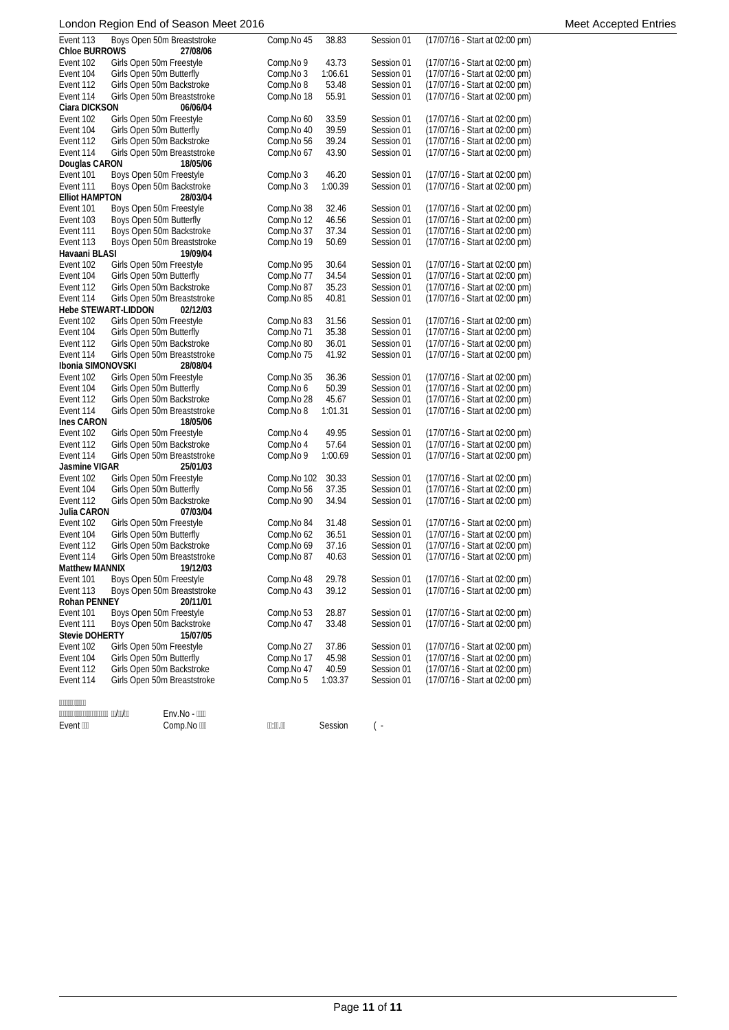| | | | | | |
|---|---|---|---|---|---|
| Event 113 | Boys Open 50m Breaststroke | Comp.No 45 | 38.83 | Session 01 | (17/07/16 - Start at 02:00 pm) |
| **Chloe BURROWS** | **27/08/06** | | | | |
| Event 102 | Girls Open 50m Freestyle | Comp.No 9 | 43.73 | Session 01 | (17/07/16 - Start at 02:00 pm) |
| Event 104 | Girls Open 50m Butterfly | Comp.No 3 | 1:06.61 | Session 01 | (17/07/16 - Start at 02:00 pm) |
| Event 112 | Girls Open 50m Backstroke | Comp.No 8 | 53.48 | Session 01 | (17/07/16 - Start at 02:00 pm) |
| Event 114 | Girls Open 50m Breaststroke | Comp.No 18 | 55.91 | Session 01 | (17/07/16 - Start at 02:00 pm) |
| **Ciara DICKSON** | **06/06/04** | | | | |
| Event 102 | Girls Open 50m Freestyle | Comp.No 60 | 33.59 | Session 01 | (17/07/16 - Start at 02:00 pm) |
| Event 104 | Girls Open 50m Butterfly | Comp.No 40 | 39.59 | Session 01 | (17/07/16 - Start at 02:00 pm) |
| Event 112 | Girls Open 50m Backstroke | Comp.No 56 | 39.24 | Session 01 | (17/07/16 - Start at 02:00 pm) |
| Event 114 | Girls Open 50m Breaststroke | Comp.No 67 | 43.90 | Session 01 | (17/07/16 - Start at 02:00 pm) |
| **Douglas CARON** | **18/05/06** | | | | |
| Event 101 | Boys Open 50m Freestyle | Comp.No 3 | 46.20 | Session 01 | (17/07/16 - Start at 02:00 pm) |
| Event 111 | Boys Open 50m Backstroke | Comp.No 3 | 1:00.39 | Session 01 | (17/07/16 - Start at 02:00 pm) |
| **Elliot HAMPTON** | **28/03/04** | | | | |
| Event 101 | Boys Open 50m Freestyle | Comp.No 38 | 32.46 | Session 01 | (17/07/16 - Start at 02:00 pm) |
| Event 103 | Boys Open 50m Butterfly | Comp.No 12 | 46.56 | Session 01 | (17/07/16 - Start at 02:00 pm) |
| Event 111 | Boys Open 50m Backstroke | Comp.No 37 | 37.34 | Session 01 | (17/07/16 - Start at 02:00 pm) |
| Event 113 | Boys Open 50m Breaststroke | Comp.No 19 | 50.69 | Session 01 | (17/07/16 - Start at 02:00 pm) |
| **Havaani BLASI** | **19/09/04** | | | | |
| Event 102 | Girls Open 50m Freestyle | Comp.No 95 | 30.64 | Session 01 | (17/07/16 - Start at 02:00 pm) |
| Event 104 | Girls Open 50m Butterfly | Comp.No 77 | 34.54 | Session 01 | (17/07/16 - Start at 02:00 pm) |
| Event 112 | Girls Open 50m Backstroke | Comp.No 87 | 35.23 | Session 01 | (17/07/16 - Start at 02:00 pm) |
| Event 114 | Girls Open 50m Breaststroke | Comp.No 85 | 40.81 | Session 01 | (17/07/16 - Start at 02:00 pm) |
| **Hebe STEWART-LIDDON** | **02/12/03** | | | | |
| Event 102 | Girls Open 50m Freestyle | Comp.No 83 | 31.56 | Session 01 | (17/07/16 - Start at 02:00 pm) |
| Event 104 | Girls Open 50m Butterfly | Comp.No 71 | 35.38 | Session 01 | (17/07/16 - Start at 02:00 pm) |
| Event 112 | Girls Open 50m Backstroke | Comp.No 80 | 36.01 | Session 01 | (17/07/16 - Start at 02:00 pm) |
| Event 114 | Girls Open 50m Breaststroke | Comp.No 75 | 41.92 | Session 01 | (17/07/16 - Start at 02:00 pm) |
| **Ibonia SIMONOVSKI** | **28/08/04** | | | | |
| Event 102 | Girls Open 50m Freestyle | Comp.No 35 | 36.36 | Session 01 | (17/07/16 - Start at 02:00 pm) |
| Event 104 | Girls Open 50m Butterfly | Comp.No 6 | 50.39 | Session 01 | (17/07/16 - Start at 02:00 pm) |
| Event 112 | Girls Open 50m Backstroke | Comp.No 28 | 45.67 | Session 01 | (17/07/16 - Start at 02:00 pm) |
| Event 114 | Girls Open 50m Breaststroke | Comp.No 8 | 1:01.31 | Session 01 | (17/07/16 - Start at 02:00 pm) |
| **Ines CARON** | **18/05/06** | | | | |
| Event 102 | Girls Open 50m Freestyle | Comp.No 4 | 49.95 | Session 01 | (17/07/16 - Start at 02:00 pm) |
| Event 112 | Girls Open 50m Backstroke | Comp.No 4 | 57.64 | Session 01 | (17/07/16 - Start at 02:00 pm) |
| Event 114 | Girls Open 50m Breaststroke | Comp.No 9 | 1:00.69 | Session 01 | (17/07/16 - Start at 02:00 pm) |
| **Jasmine VIGAR** | **25/01/03** | | | | |
| Event 102 | Girls Open 50m Freestyle | Comp.No 102 | 30.33 | Session 01 | (17/07/16 - Start at 02:00 pm) |
| Event 104 | Girls Open 50m Butterfly | Comp.No 56 | 37.35 | Session 01 | (17/07/16 - Start at 02:00 pm) |
| Event 112 | Girls Open 50m Backstroke | Comp.No 90 | 34.94 | Session 01 | (17/07/16 - Start at 02:00 pm) |
| **Julia CARON** | **07/03/04** | | | | |
| Event 102 | Girls Open 50m Freestyle | Comp.No 84 | 31.48 | Session 01 | (17/07/16 - Start at 02:00 pm) |
| Event 104 | Girls Open 50m Butterfly | Comp.No 62 | 36.51 | Session 01 | (17/07/16 - Start at 02:00 pm) |
| Event 112 | Girls Open 50m Backstroke | Comp.No 69 | 37.16 | Session 01 | (17/07/16 - Start at 02:00 pm) |
| Event 114 | Girls Open 50m Breaststroke | Comp.No 87 | 40.63 | Session 01 | (17/07/16 - Start at 02:00 pm) |
| **Matthew MANNIX** | **19/12/03** | | | | |
| Event 101 | Boys Open 50m Freestyle | Comp.No 48 | 29.78 | Session 01 | (17/07/16 - Start at 02:00 pm) |
| Event 113 | Boys Open 50m Breaststroke | Comp.No 43 | 39.12 | Session 01 | (17/07/16 - Start at 02:00 pm) |
| **Rohan PENNEY** | **20/11/01** | | | | |
| Event 101 | Boys Open 50m Freestyle | Comp.No 53 | 28.87 | Session 01 | (17/07/16 - Start at 02:00 pm) |
| Event 111 | Boys Open 50m Backstroke | Comp.No 47 | 33.48 | Session 01 | (17/07/16 - Start at 02:00 pm) |
| **Stevie DOHERTY** | **15/07/05** | | | | |
| Event 102 | Girls Open 50m Freestyle | Comp.No 27 | 37.86 | Session 01 | (17/07/16 - Start at 02:00 pm) |
| Event 104 | Girls Open 50m Butterfly | Comp.No 17 | 45.98 | Session 01 | (17/07/16 - Start at 02:00 pm) |
| Event 112 | Girls Open 50m Backstroke | Comp.No 47 | 40.59 | Session 01 | (17/07/16 - Start at 02:00 pm) |
| Event 114 | Girls Open 50m Breaststroke | Comp.No 5 | 1:03.37 | Session 01 | (17/07/16 - Start at 02:00 pm) |

Env.No -

Event Comp.No Session ( -